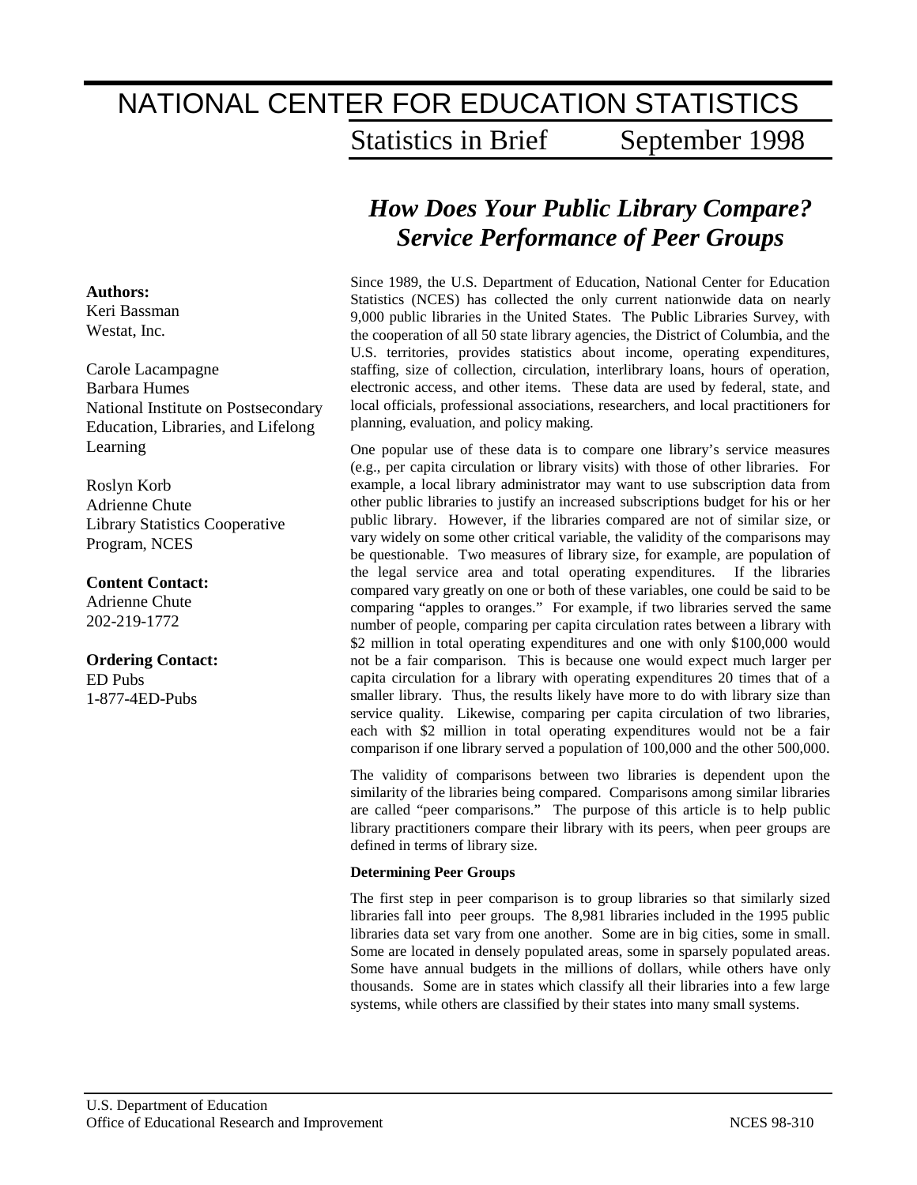# NATIONAL CENTER FOR EDUCATION STATISTICS

Statistics in Brief September 1998

## *How Does Your Public Library Compare? Service Performance of Peer Groups*

**Authors:**
Keri Bassman
Westat, Inc.

Carole Lacampagne
Barbara Humes
National Institute on Postsecondary Education, Libraries, and Lifelong Learning

Roslyn Korb
Adrienne Chute
Library Statistics Cooperative Program, NCES

**Content Contact:**
Adrienne Chute
202-219-1772

**Ordering Contact:**
ED Pubs
1-877-4ED-Pubs

Since 1989, the U.S. Department of Education, National Center for Education Statistics (NCES) has collected the only current nationwide data on nearly 9,000 public libraries in the United States. The Public Libraries Survey, with the cooperation of all 50 state library agencies, the District of Columbia, and the U.S. territories, provides statistics about income, operating expenditures, staffing, size of collection, circulation, interlibrary loans, hours of operation, electronic access, and other items. These data are used by federal, state, and local officials, professional associations, researchers, and local practitioners for planning, evaluation, and policy making.

One popular use of these data is to compare one library's service measures (e.g., per capita circulation or library visits) with those of other libraries. For example, a local library administrator may want to use subscription data from other public libraries to justify an increased subscriptions budget for his or her public library. However, if the libraries compared are not of similar size, or vary widely on some other critical variable, the validity of the comparisons may be questionable. Two measures of library size, for example, are population of the legal service area and total operating expenditures. If the libraries compared vary greatly on one or both of these variables, one could be said to be comparing "apples to oranges." For example, if two libraries served the same number of people, comparing per capita circulation rates between a library with $2 million in total operating expenditures and one with only $100,000 would not be a fair comparison. This is because one would expect much larger per capita circulation for a library with operating expenditures 20 times that of a smaller library. Thus, the results likely have more to do with library size than service quality. Likewise, comparing per capita circulation of two libraries, each with $2 million in total operating expenditures would not be a fair comparison if one library served a population of 100,000 and the other 500,000.

The validity of comparisons between two libraries is dependent upon the similarity of the libraries being compared. Comparisons among similar libraries are called "peer comparisons." The purpose of this article is to help public library practitioners compare their library with its peers, when peer groups are defined in terms of library size.

### Determining Peer Groups

The first step in peer comparison is to group libraries so that similarly sized libraries fall into peer groups. The 8,981 libraries included in the 1995 public libraries data set vary from one another. Some are in big cities, some in small. Some are located in densely populated areas, some in sparsely populated areas. Some have annual budgets in the millions of dollars, while others have only thousands. Some are in states which classify all their libraries into a few large systems, while others are classified by their states into many small systems.

U.S. Department of Education
Office of Educational Research and Improvement NCES 98-310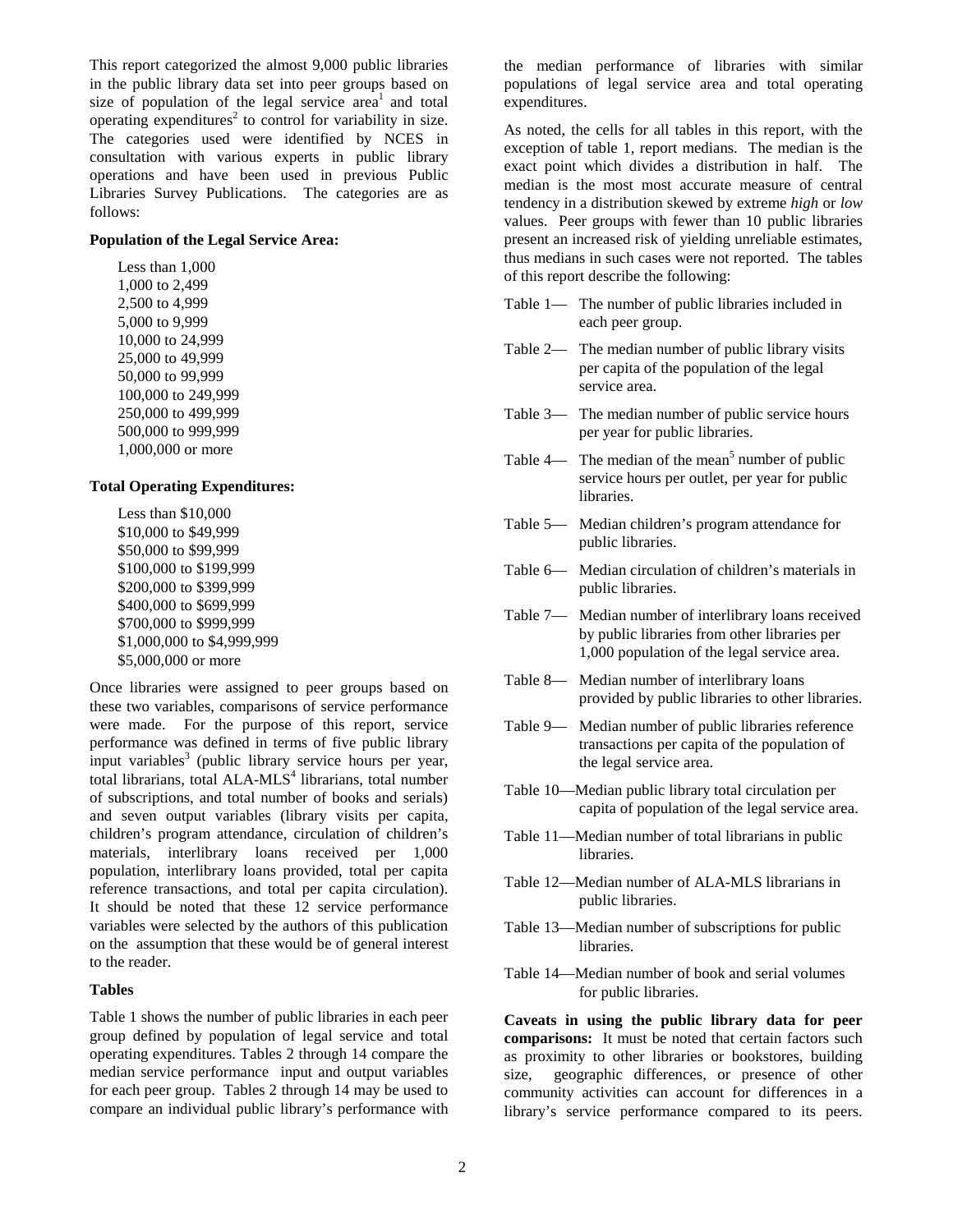This report categorized the almost 9,000 public libraries in the public library data set into peer groups based on size of population of the legal service area[1] and total operating expenditures[2] to control for variability in size. The categories used were identified by NCES in consultation with various experts in public library operations and have been used in previous Public Libraries Survey Publications. The categories are as follows:

**Population of the Legal Service Area:**

Less than 1,000
1,000 to 2,499
2,500 to 4,999
5,000 to 9,999
10,000 to 24,999
25,000 to 49,999
50,000 to 99,999
100,000 to 249,999
250,000 to 499,999
500,000 to 999,999
1,000,000 or more

**Total Operating Expenditures:**

Less than $10,000
$10,000 to $49,999
$50,000 to $99,999
$100,000 to $199,999
$200,000 to $399,999
$400,000 to $699,999
$700,000 to $999,999
$1,000,000 to $4,999,999
$5,000,000 or more

Once libraries were assigned to peer groups based on these two variables, comparisons of service performance were made. For the purpose of this report, service performance was defined in terms of five public library input variables[3] (public library service hours per year, total librarians, total ALA-MLS[4] librarians, total number of subscriptions, and total number of books and serials) and seven output variables (library visits per capita, children's program attendance, circulation of children's materials, interlibrary loans received per 1,000 population, interlibrary loans provided, total per capita reference transactions, and total per capita circulation). It should be noted that these 12 service performance variables were selected by the authors of this publication on the assumption that these would be of general interest to the reader.

**Tables**

Table 1 shows the number of public libraries in each peer group defined by population of legal service and total operating expenditures. Tables 2 through 14 compare the median service performance input and output variables for each peer group. Tables 2 through 14 may be used to compare an individual public library's performance with the median performance of libraries with similar populations of legal service area and total operating expenditures.

As noted, the cells for all tables in this report, with the exception of table 1, report medians. The median is the exact point which divides a distribution in half. The median is the most most accurate measure of central tendency in a distribution skewed by extreme *high* or *low* values. Peer groups with fewer than 10 public libraries present an increased risk of yielding unreliable estimates, thus medians in such cases were not reported. The tables of this report describe the following:

Table 1— The number of public libraries included in each peer group.

Table 2— The median number of public library visits per capita of the population of the legal service area.

Table 3— The median number of public service hours per year for public libraries.

Table 4— The median of the mean[5] number of public service hours per outlet, per year for public libraries.

Table 5— Median children's program attendance for public libraries.

Table 6— Median circulation of children's materials in public libraries.

Table 7— Median number of interlibrary loans received by public libraries from other libraries per 1,000 population of the legal service area.

Table 8— Median number of interlibrary loans provided by public libraries to other libraries.

Table 9— Median number of public libraries reference transactions per capita of the population of the legal service area.

Table 10—Median public library total circulation per capita of population of the legal service area.

Table 11—Median number of total librarians in public libraries.

Table 12—Median number of ALA-MLS librarians in public libraries.

Table 13—Median number of subscriptions for public libraries.

Table 14—Median number of book and serial volumes for public libraries.

**Caveats in using the public library data for peer comparisons:** It must be noted that certain factors such as proximity to other libraries or bookstores, building size, geographic differences, or presence of other community activities can account for differences in a library's service performance compared to its peers.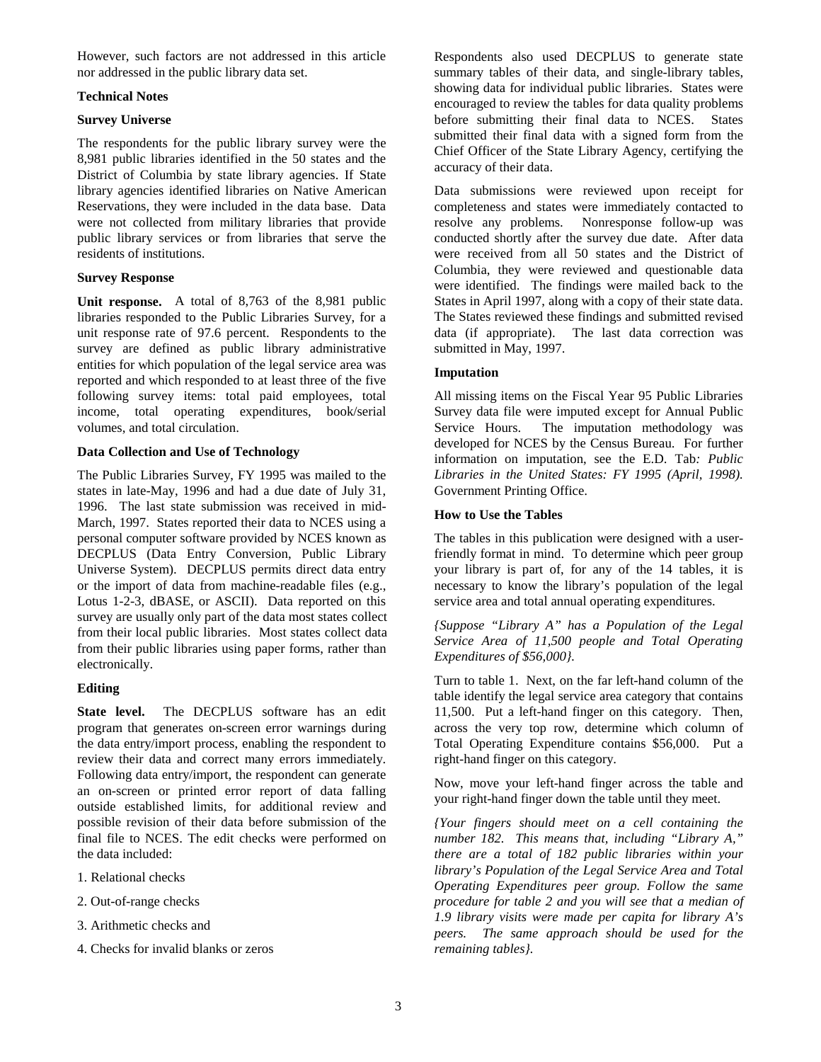However, such factors are not addressed in this article nor addressed in the public library data set.

### Technical Notes

#### Survey Universe

The respondents for the public library survey were the 8,981 public libraries identified in the 50 states and the District of Columbia by state library agencies. If State library agencies identified libraries on Native American Reservations, they were included in the data base. Data were not collected from military libraries that provide public library services or from libraries that serve the residents of institutions.

#### Survey Response

**Unit response.** A total of 8,763 of the 8,981 public libraries responded to the Public Libraries Survey, for a unit response rate of 97.6 percent. Respondents to the survey are defined as public library administrative entities for which population of the legal service area was reported and which responded to at least three of the five following survey items: total paid employees, total income, total operating expenditures, book/serial volumes, and total circulation.

#### Data Collection and Use of Technology

The Public Libraries Survey, FY 1995 was mailed to the states in late-May, 1996 and had a due date of July 31, 1996. The last state submission was received in mid-March, 1997. States reported their data to NCES using a personal computer software provided by NCES known as DECPLUS (Data Entry Conversion, Public Library Universe System). DECPLUS permits direct data entry or the import of data from machine-readable files (e.g., Lotus 1-2-3, dBASE, or ASCII). Data reported on this survey are usually only part of the data most states collect from their local public libraries. Most states collect data from their public libraries using paper forms, rather than electronically.

#### Editing

**State level.** The DECPLUS software has an edit program that generates on-screen error warnings during the data entry/import process, enabling the respondent to review their data and correct many errors immediately. Following data entry/import, the respondent can generate an on-screen or printed error report of data falling outside established limits, for additional review and possible revision of their data before submission of the final file to NCES. The edit checks were performed on the data included:

1. Relational checks
2. Out-of-range checks
3. Arithmetic checks and
4. Checks for invalid blanks or zeros

Respondents also used DECPLUS to generate state summary tables of their data, and single-library tables, showing data for individual public libraries. States were encouraged to review the tables for data quality problems before submitting their final data to NCES. States submitted their final data with a signed form from the Chief Officer of the State Library Agency, certifying the accuracy of their data.

Data submissions were reviewed upon receipt for completeness and states were immediately contacted to resolve any problems. Nonresponse follow-up was conducted shortly after the survey due date. After data were received from all 50 states and the District of Columbia, they were reviewed and questionable data were identified. The findings were mailed back to the States in April 1997, along with a copy of their state data. The States reviewed these findings and submitted revised data (if appropriate). The last data correction was submitted in May, 1997.

#### Imputation

All missing items on the Fiscal Year 95 Public Libraries Survey data file were imputed except for Annual Public Service Hours. The imputation methodology was developed for NCES by the Census Bureau. For further information on imputation, see the E.D. Tab*: Public Libraries in the United States: FY 1995 (April, 1998).* Government Printing Office.

#### How to Use the Tables

The tables in this publication were designed with a user-friendly format in mind. To determine which peer group your library is part of, for any of the 14 tables, it is necessary to know the library's population of the legal service area and total annual operating expenditures.

*{Suppose "Library A" has a Population of the Legal Service Area of 11,500 people and Total Operating Expenditures of $56,000}.*

Turn to table 1. Next, on the far left-hand column of the table identify the legal service area category that contains 11,500. Put a left-hand finger on this category. Then, across the very top row, determine which column of Total Operating Expenditure contains $56,000. Put a right-hand finger on this category.

Now, move your left-hand finger across the table and your right-hand finger down the table until they meet.

*{Your fingers should meet on a cell containing the number 182. This means that, including "Library A," there are a total of 182 public libraries within your library's Population of the Legal Service Area and Total Operating Expenditures peer group. Follow the same procedure for table 2 and you will see that a median of 1.9 library visits were made per capita for library A's peers. The same approach should be used for the remaining tables}.*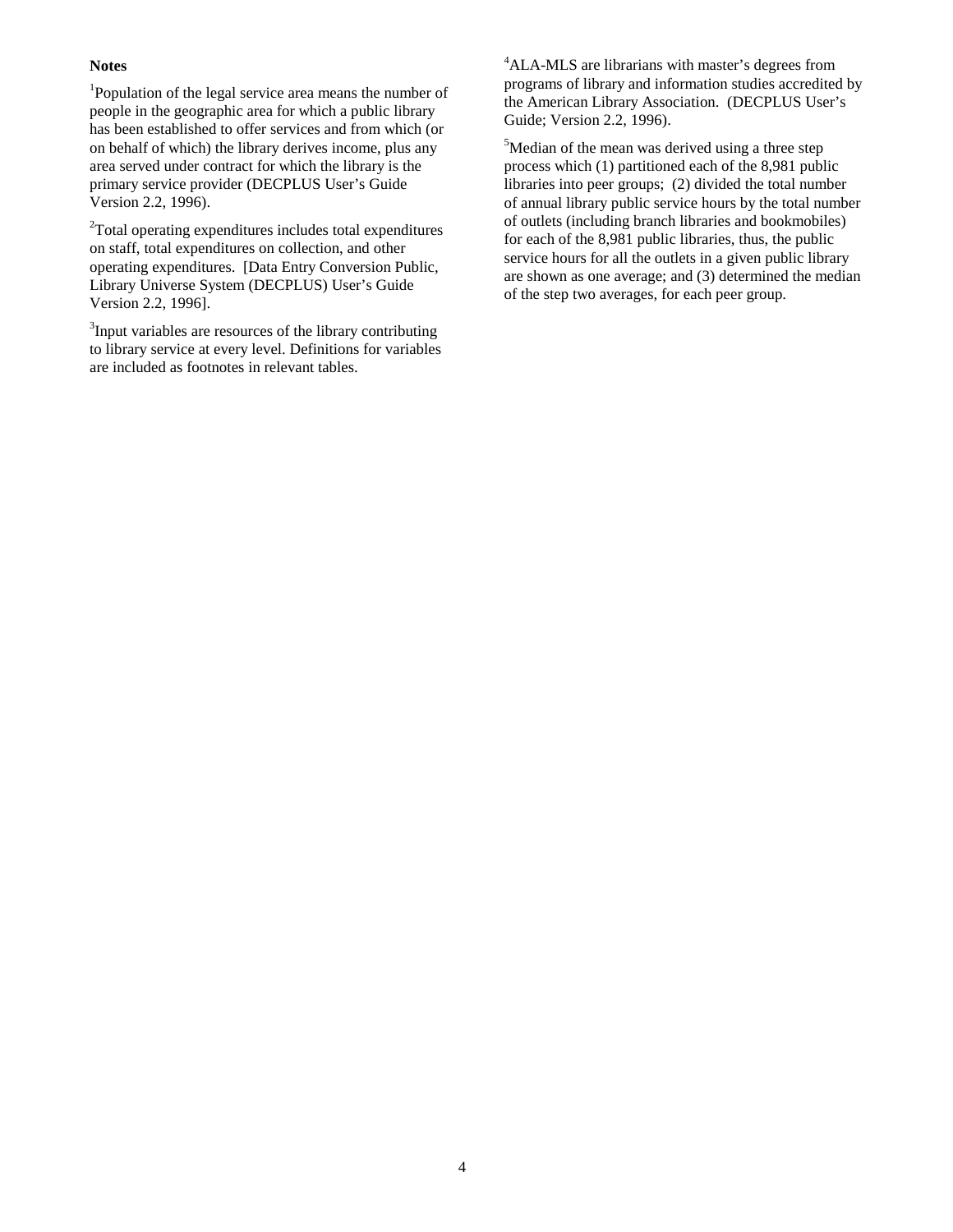**Notes**

[1]Population of the legal service area means the number of people in the geographic area for which a public library has been established to offer services and from which (or on behalf of which) the library derives income, plus any area served under contract for which the library is the primary service provider (DECPLUS User's Guide Version 2.2, 1996).

[2]Total operating expenditures includes total expenditures on staff, total expenditures on collection, and other operating expenditures. [Data Entry Conversion Public, Library Universe System (DECPLUS) User's Guide Version 2.2, 1996].

[3]Input variables are resources of the library contributing to library service at every level. Definitions for variables are included as footnotes in relevant tables.

[4]ALA-MLS are librarians with master's degrees from programs of library and information studies accredited by the American Library Association. (DECPLUS User's Guide; Version 2.2, 1996).

[5]Median of the mean was derived using a three step process which (1) partitioned each of the 8,981 public libraries into peer groups; (2) divided the total number of annual library public service hours by the total number of outlets (including branch libraries and bookmobiles) for each of the 8,981 public libraries, thus, the public service hours for all the outlets in a given public library are shown as one average; and (3) determined the median of the step two averages, for each peer group.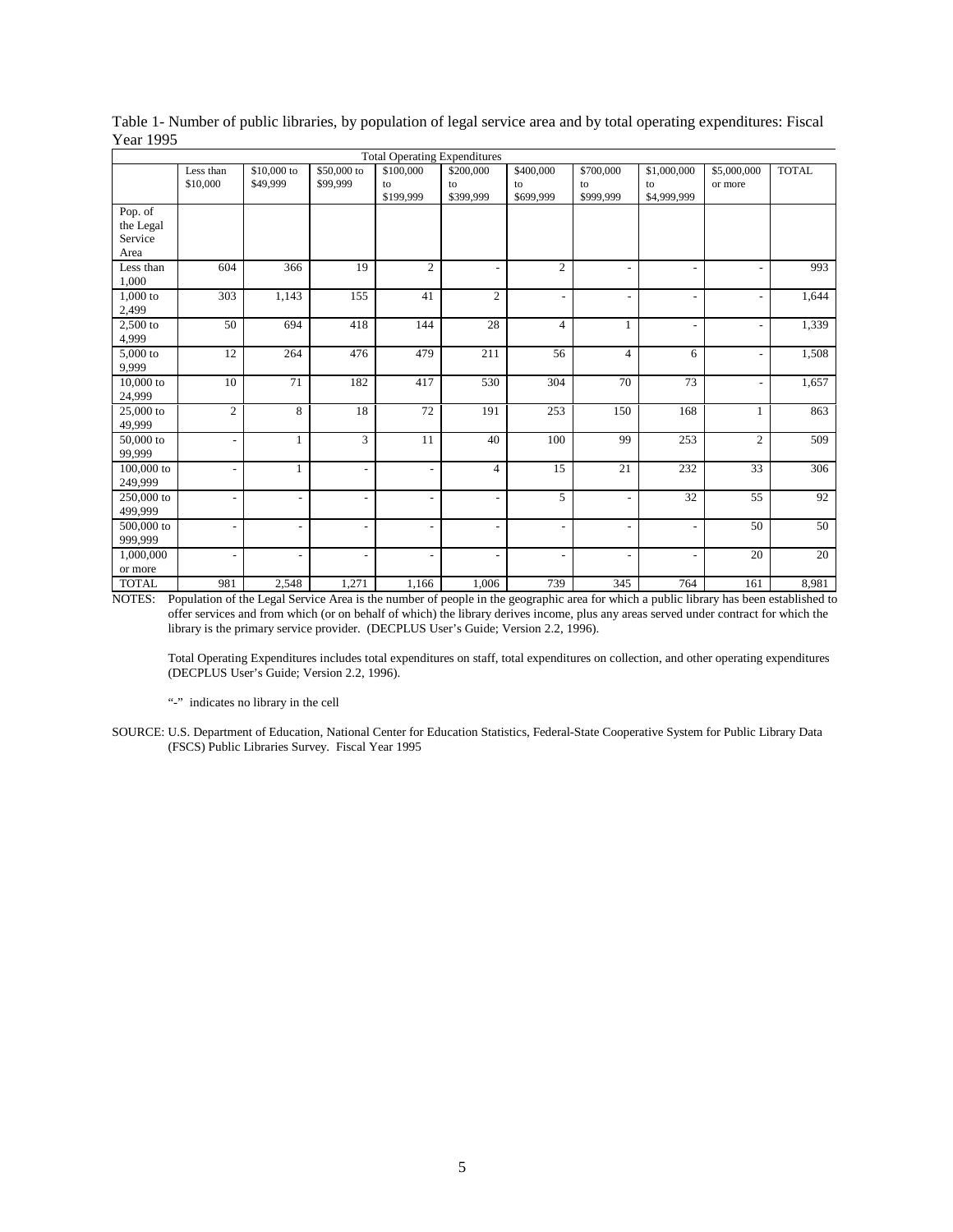Table 1- Number of public libraries, by population of legal service area and by total operating expenditures: Fiscal Year 1995

| | Total Operating Expenditures | | | | | | | | | |
|---|---|---|---|---|---|---|---|---|---|---|
| | Less than $10,000 | $10,000 to $49,999 | $50,000 to $99,999 | $100,000 to $199,999 | $200,000 to $399,999 | $400,000 to $699,999 | $700,000 to $999,999 | $1,000,000 to $4,999,999 | $5,000,000 or more | TOTAL |
| Pop. of the Legal Service Area | | | | | | | | | | |
| Less than 1,000 | 604 | 366 | 19 | 2 | - | 2 | - | - | - | 993 |
| 1,000 to 2,499 | 303 | 1,143 | 155 | 41 | 2 | - | - | - | - | 1,644 |
| 2,500 to 4,999 | 50 | 694 | 418 | 144 | 28 | 4 | 1 | - | - | 1,339 |
| 5,000 to 9,999 | 12 | 264 | 476 | 479 | 211 | 56 | 4 | 6 | - | 1,508 |
| 10,000 to 24,999 | 10 | 71 | 182 | 417 | 530 | 304 | 70 | 73 | - | 1,657 |
| 25,000 to 49,999 | 2 | 8 | 18 | 72 | 191 | 253 | 150 | 168 | 1 | 863 |
| 50,000 to 99,999 | - | 1 | 3 | 11 | 40 | 100 | 99 | 253 | 2 | 509 |
| 100,000 to 249,999 | - | 1 | - | - | 4 | 15 | 21 | 232 | 33 | 306 |
| 250,000 to 499,999 | - | - | - | - | - | 5 | - | 32 | 55 | 92 |
| 500,000 to 999,999 | - | - | - | - | - | - | - | - | 50 | 50 |
| 1,000,000 or more | - | - | - | - | - | - | - | - | 20 | 20 |
| TOTAL | 981 | 2,548 | 1,271 | 1,166 | 1,006 | 739 | 345 | 764 | 161 | 8,981 |

NOTES: Population of the Legal Service Area is the number of people in the geographic area for which a public library has been established to offer services and from which (or on behalf of which) the library derives income, plus any areas served under contract for which the library is the primary service provider. (DECPLUS User's Guide; Version 2.2, 1996).

Total Operating Expenditures includes total expenditures on staff, total expenditures on collection, and other operating expenditures (DECPLUS User's Guide; Version 2.2, 1996).

"-" indicates no library in the cell

SOURCE: U.S. Department of Education, National Center for Education Statistics, Federal-State Cooperative System for Public Library Data (FSCS) Public Libraries Survey. Fiscal Year 1995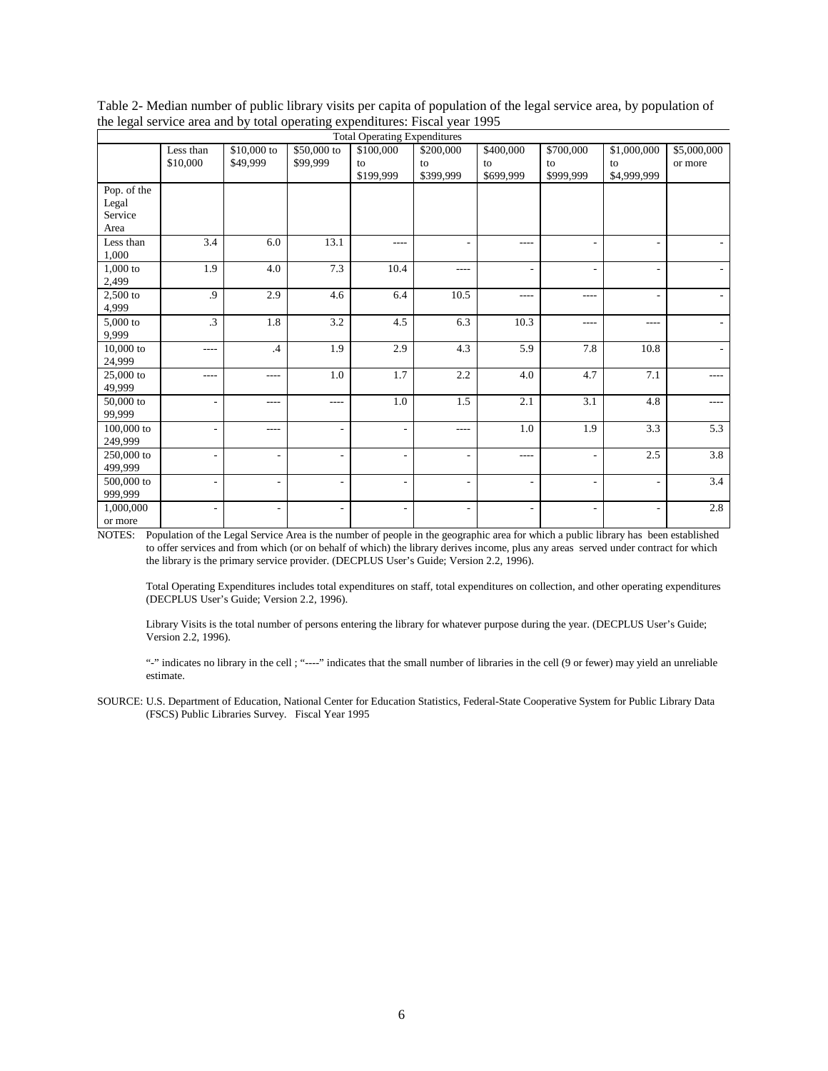Table 2- Median number of public library visits per capita of population of the legal service area, by population of the legal service area and by total operating expenditures: Fiscal year 1995

| | Total Operating Expenditures | | | | | | | | |
|---|---|---|---|---|---|---|---|---|---|
| | Less than $10,000 | $10,000 to $49,999 | $50,000 to $99,999 | $100,000 to $199,999 | $200,000 to $399,999 | $400,000 to $699,999 | $700,000 to $999,999 | $1,000,000 to $4,999,999 | $5,000,000 or more |
| Pop. of the Legal Service Area | | | | | | | | | |
| Less than 1,000 | 3.4 | 6.0 | 13.1 | ---- | - | ---- | - | - | - |
| 1,000 to 2,499 | 1.9 | 4.0 | 7.3 | 10.4 | ---- | - | - | - | - |
| 2,500 to 4,999 | .9 | 2.9 | 4.6 | 6.4 | 10.5 | ---- | ---- | - | - |
| 5,000 to 9,999 | .3 | 1.8 | 3.2 | 4.5 | 6.3 | 10.3 | ---- | ---- | - |
| 10,000 to 24,999 | ---- | .4 | 1.9 | 2.9 | 4.3 | 5.9 | 7.8 | 10.8 | - |
| 25,000 to 49,999 | ---- | ---- | 1.0 | 1.7 | 2.2 | 4.0 | 4.7 | 7.1 | ---- |
| 50,000 to 99,999 | - | ---- | ---- | 1.0 | 1.5 | 2.1 | 3.1 | 4.8 | ---- |
| 100,000 to 249,999 | - | ---- | - | - | ---- | 1.0 | 1.9 | 3.3 | 5.3 |
| 250,000 to 499,999 | - | - | - | - | - | ---- | - | 2.5 | 3.8 |
| 500,000 to 999,999 | - | - | - | - | - | - | - | - | 3.4 |
| 1,000,000 or more | - | - | - | - | - | - | - | - | 2.8 |

NOTES: Population of the Legal Service Area is the number of people in the geographic area for which a public library has been established to offer services and from which (or on behalf of which) the library derives income, plus any areas served under contract for which the library is the primary service provider. (DECPLUS User's Guide; Version 2.2, 1996).

Total Operating Expenditures includes total expenditures on staff, total expenditures on collection, and other operating expenditures (DECPLUS User's Guide; Version 2.2, 1996).

Library Visits is the total number of persons entering the library for whatever purpose during the year. (DECPLUS User's Guide; Version 2.2, 1996).

"-" indicates no library in the cell ; "----" indicates that the small number of libraries in the cell (9 or fewer) may yield an unreliable estimate.

SOURCE: U.S. Department of Education, National Center for Education Statistics, Federal-State Cooperative System for Public Library Data (FSCS) Public Libraries Survey. Fiscal Year 1995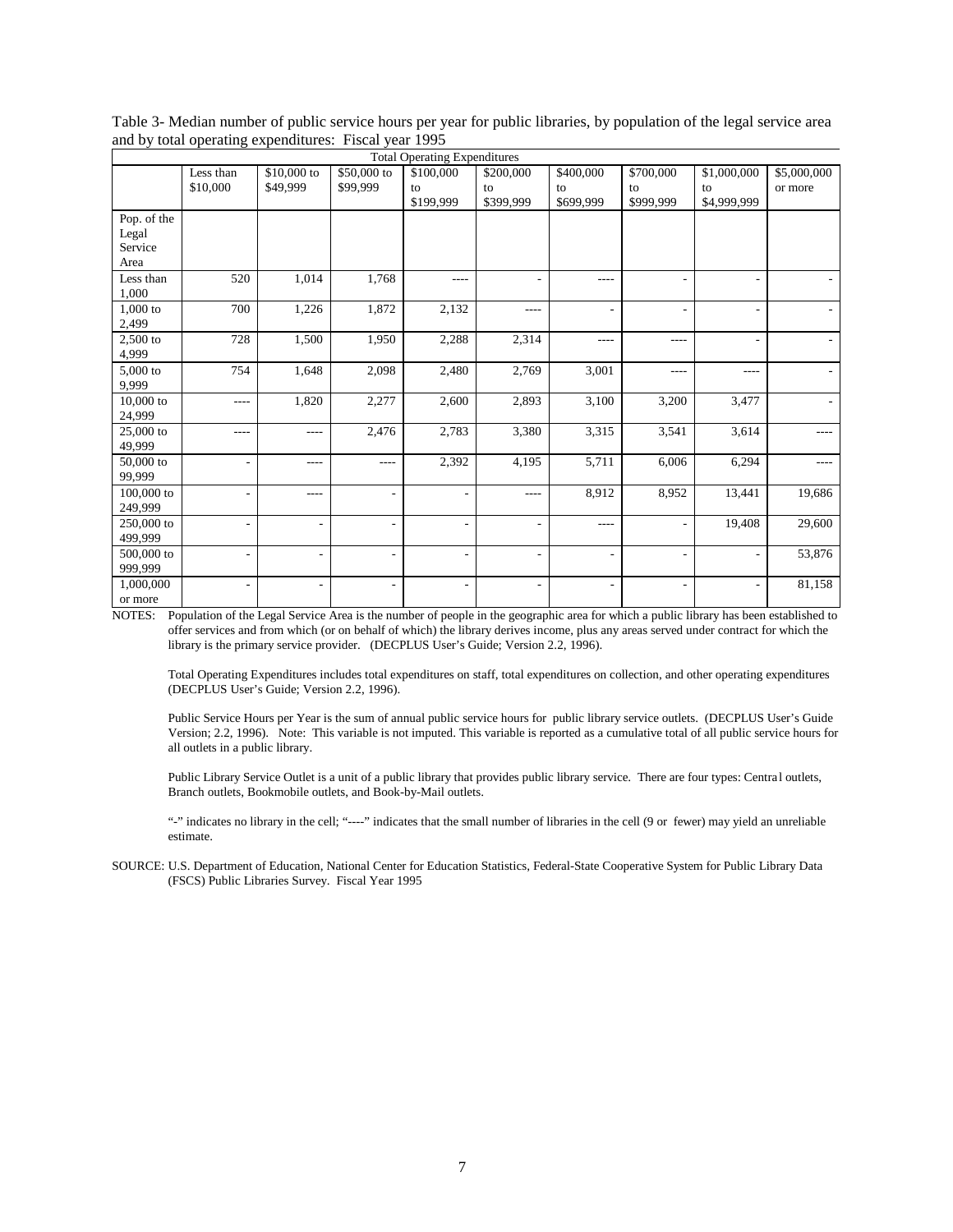Table 3- Median number of public service hours per year for public libraries, by population of the legal service area and by total operating expenditures: Fiscal year 1995

| | Total Operating Expenditures | | | | | | | | |
|---|---|---|---|---|---|---|---|---|---|
| | Less than $10,000 | $10,000 to $49,999 | $50,000 to $99,999 | $100,000 to $199,999 | $200,000 to $399,999 | $400,000 to $699,999 | $700,000 to $999,999 | $1,000,000 to $4,999,999 | $5,000,000 or more |
| Pop. of the Legal Service Area | | | | | | | | | |
| Less than 1,000 | 520 | 1,014 | 1,768 | ---- | - | ---- | - | - | - |
| 1,000 to 2,499 | 700 | 1,226 | 1,872 | 2,132 | ---- | - | - | - | - |
| 2,500 to 4,999 | 728 | 1,500 | 1,950 | 2,288 | 2,314 | ---- | ---- | - | - |
| 5,000 to 9,999 | 754 | 1,648 | 2,098 | 2,480 | 2,769 | 3,001 | ---- | ---- | - |
| 10,000 to 24,999 | ---- | 1,820 | 2,277 | 2,600 | 2,893 | 3,100 | 3,200 | 3,477 | - |
| 25,000 to 49,999 | ---- | ---- | 2,476 | 2,783 | 3,380 | 3,315 | 3,541 | 3,614 | ---- |
| 50,000 to 99,999 | - | ---- | ---- | 2,392 | 4,195 | 5,711 | 6,006 | 6,294 | ---- |
| 100,000 to 249,999 | - | ---- | - | - | ---- | 8,912 | 8,952 | 13,441 | 19,686 |
| 250,000 to 499,999 | - | - | - | - | - | ---- | - | 19,408 | 29,600 |
| 500,000 to 999,999 | - | - | - | - | - | - | - | - | 53,876 |
| 1,000,000 or more | - | - | - | - | - | - | - | - | 81,158 |

NOTES: Population of the Legal Service Area is the number of people in the geographic area for which a public library has been established to offer services and from which (or on behalf of which) the library derives income, plus any areas served under contract for which the library is the primary service provider. (DECPLUS User's Guide; Version 2.2, 1996).

Total Operating Expenditures includes total expenditures on staff, total expenditures on collection, and other operating expenditures (DECPLUS User's Guide; Version 2.2, 1996).

Public Service Hours per Year is the sum of annual public service hours for public library service outlets. (DECPLUS User's Guide Version; 2.2, 1996). Note: This variable is not imputed. This variable is reported as a cumulative total of all public service hours for all outlets in a public library.

Public Library Service Outlet is a unit of a public library that provides public library service. There are four types: Central outlets, Branch outlets, Bookmobile outlets, and Book-by-Mail outlets.

"-" indicates no library in the cell; "----" indicates that the small number of libraries in the cell (9 or fewer) may yield an unreliable estimate.

SOURCE: U.S. Department of Education, National Center for Education Statistics, Federal-State Cooperative System for Public Library Data (FSCS) Public Libraries Survey. Fiscal Year 1995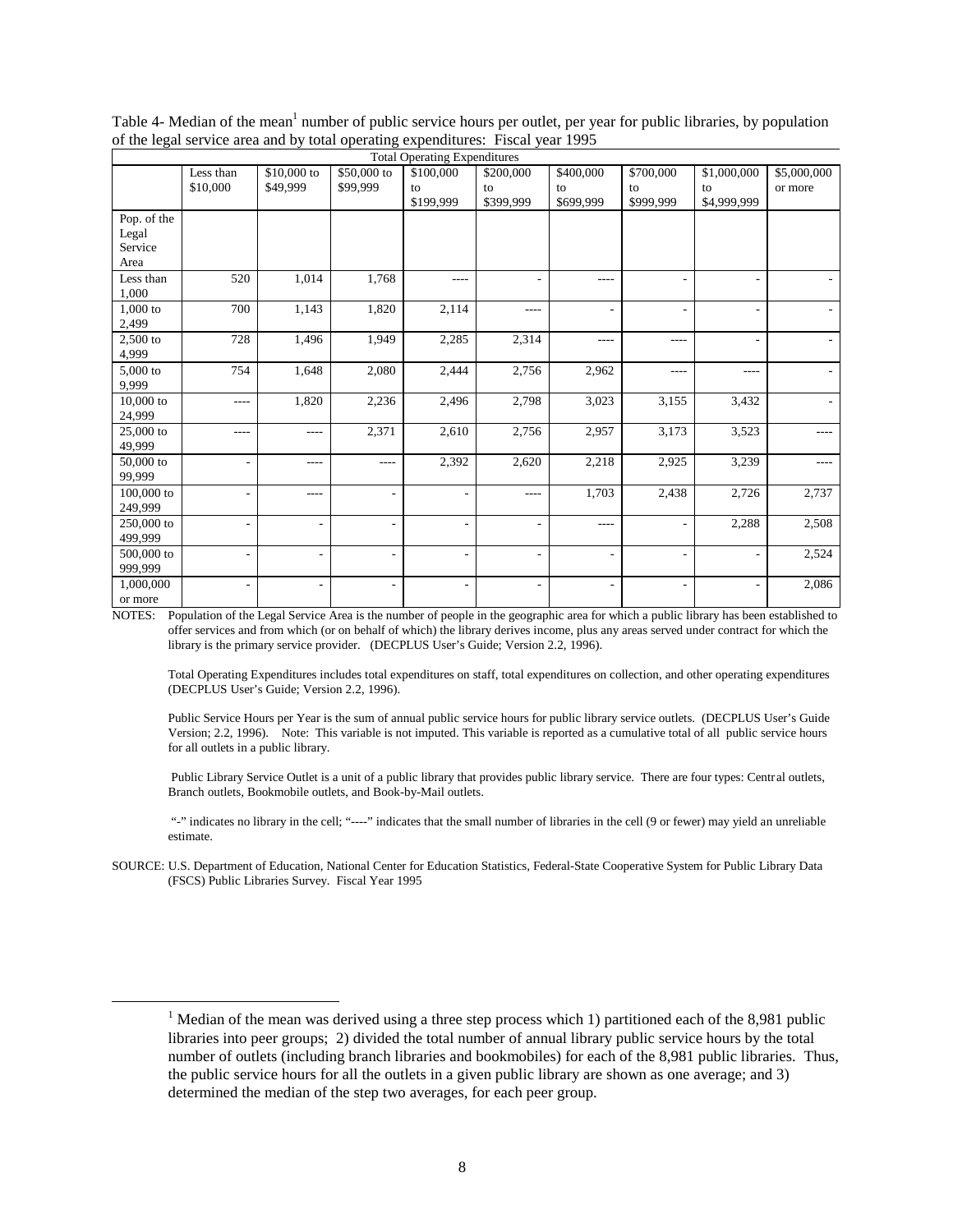Table 4- Median of the mean[1] number of public service hours per outlet, per year for public libraries, by population of the legal service area and by total operating expenditures: Fiscal year 1995

| | Total Operating Expenditures | | | | | | | | |
|---|---|---|---|---|---|---|---|---|---|
| | Less than $10,000 | $10,000 to $49,999 | $50,000 to $99,999 | $100,000 to $199,999 | $200,000 to $399,999 | $400,000 to $699,999 | $700,000 to $999,999 | $1,000,000 to $4,999,999 | $5,000,000 or more |
| Pop. of the Legal Service Area | | | | | | | | | |
| Less than 1,000 | 520 | 1,014 | 1,768 | ---- | - | ---- | - | - | - |
| 1,000 to 2,499 | 700 | 1,143 | 1,820 | 2,114 | ---- | - | - | - | - |
| 2,500 to 4,999 | 728 | 1,496 | 1,949 | 2,285 | 2,314 | ---- | ---- | - | - |
| 5,000 to 9,999 | 754 | 1,648 | 2,080 | 2,444 | 2,756 | 2,962 | ---- | ---- | - |
| 10,000 to 24,999 | ---- | 1,820 | 2,236 | 2,496 | 2,798 | 3,023 | 3,155 | 3,432 | - |
| 25,000 to 49,999 | ---- | ---- | 2,371 | 2,610 | 2,756 | 2,957 | 3,173 | 3,523 | ---- |
| 50,000 to 99,999 | - | ---- | ---- | 2,392 | 2,620 | 2,218 | 2,925 | 3,239 | ---- |
| 100,000 to 249,999 | - | ---- | - | - | ---- | 1,703 | 2,438 | 2,726 | 2,737 |
| 250,000 to 499,999 | - | - | - | - | - | ---- | - | 2,288 | 2,508 |
| 500,000 to 999,999 | - | - | - | - | - | - | - | - | 2,524 |
| 1,000,000 or more | - | - | - | - | - | - | - | - | 2,086 |

NOTES: Population of the Legal Service Area is the number of people in the geographic area for which a public library has been established to offer services and from which (or on behalf of which) the library derives income, plus any areas served under contract for which the library is the primary service provider. (DECPLUS User's Guide; Version 2.2, 1996).

Total Operating Expenditures includes total expenditures on staff, total expenditures on collection, and other operating expenditures (DECPLUS User's Guide; Version 2.2, 1996).

Public Service Hours per Year is the sum of annual public service hours for public library service outlets. (DECPLUS User's Guide Version; 2.2, 1996). Note: This variable is not imputed. This variable is reported as a cumulative total of all public service hours for all outlets in a public library.

Public Library Service Outlet is a unit of a public library that provides public library service. There are four types: Central outlets, Branch outlets, Bookmobile outlets, and Book-by-Mail outlets.

"-" indicates no library in the cell; "----" indicates that the small number of libraries in the cell (9 or fewer) may yield an unreliable estimate.

SOURCE: U.S. Department of Education, National Center for Education Statistics, Federal-State Cooperative System for Public Library Data (FSCS) Public Libraries Survey. Fiscal Year 1995

[1] Median of the mean was derived using a three step process which 1) partitioned each of the 8,981 public libraries into peer groups; 2) divided the total number of annual library public service hours by the total number of outlets (including branch libraries and bookmobiles) for each of the 8,981 public libraries. Thus, the public service hours for all the outlets in a given public library are shown as one average; and 3) determined the median of the step two averages, for each peer group.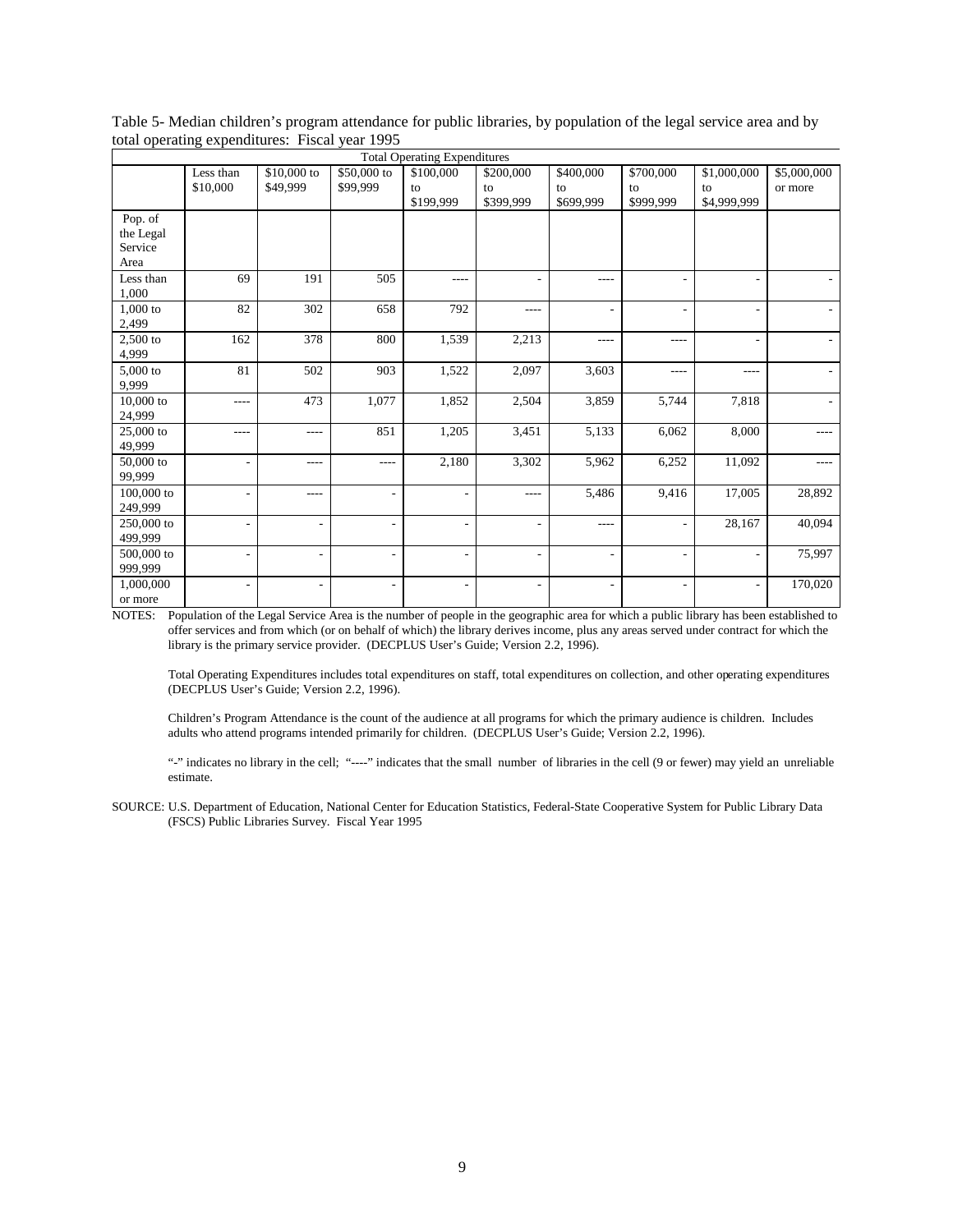Table 5- Median children's program attendance for public libraries, by population of the legal service area and by total operating expenditures: Fiscal year 1995

| | Total Operating Expenditures | | | | | | | | |
|---|---|---|---|---|---|---|---|---|---|
| | Less than $10,000 | $10,000 to $49,999 | $50,000 to $99,999 | $100,000 to $199,999 | $200,000 to $399,999 | $400,000 to $699,999 | $700,000 to $999,999 | $1,000,000 to $4,999,999 | $5,000,000 or more |
| Pop. of the Legal Service Area | | | | | | | | | |
| Less than 1,000 | 69 | 191 | 505 | ---- | - | ---- | - | - | - |
| 1,000 to 2,499 | 82 | 302 | 658 | 792 | ---- | - | - | - | - |
| 2,500 to 4,999 | 162 | 378 | 800 | 1,539 | 2,213 | ---- | ---- | - | - |
| 5,000 to 9,999 | 81 | 502 | 903 | 1,522 | 2,097 | 3,603 | ---- | ---- | - |
| 10,000 to 24,999 | ---- | 473 | 1,077 | 1,852 | 2,504 | 3,859 | 5,744 | 7,818 | - |
| 25,000 to 49,999 | ---- | ---- | 851 | 1,205 | 3,451 | 5,133 | 6,062 | 8,000 | ---- |
| 50,000 to 99,999 | - | ---- | ---- | 2,180 | 3,302 | 5,962 | 6,252 | 11,092 | ---- |
| 100,000 to 249,999 | - | ---- | - | - | ---- | 5,486 | 9,416 | 17,005 | 28,892 |
| 250,000 to 499,999 | - | - | - | - | - | ---- | - | 28,167 | 40,094 |
| 500,000 to 999,999 | - | - | - | - | - | - | - | - | 75,997 |
| 1,000,000 or more | - | - | - | - | - | - | - | - | 170,020 |

NOTES: Population of the Legal Service Area is the number of people in the geographic area for which a public library has been established to offer services and from which (or on behalf of which) the library derives income, plus any areas served under contract for which the library is the primary service provider. (DECPLUS User's Guide; Version 2.2, 1996).

Total Operating Expenditures includes total expenditures on staff, total expenditures on collection, and other operating expenditures (DECPLUS User's Guide; Version 2.2, 1996).

Children's Program Attendance is the count of the audience at all programs for which the primary audience is children. Includes adults who attend programs intended primarily for children. (DECPLUS User's Guide; Version 2.2, 1996).

"-" indicates no library in the cell; "----" indicates that the small number of libraries in the cell (9 or fewer) may yield an unreliable estimate.

SOURCE: U.S. Department of Education, National Center for Education Statistics, Federal-State Cooperative System for Public Library Data (FSCS) Public Libraries Survey. Fiscal Year 1995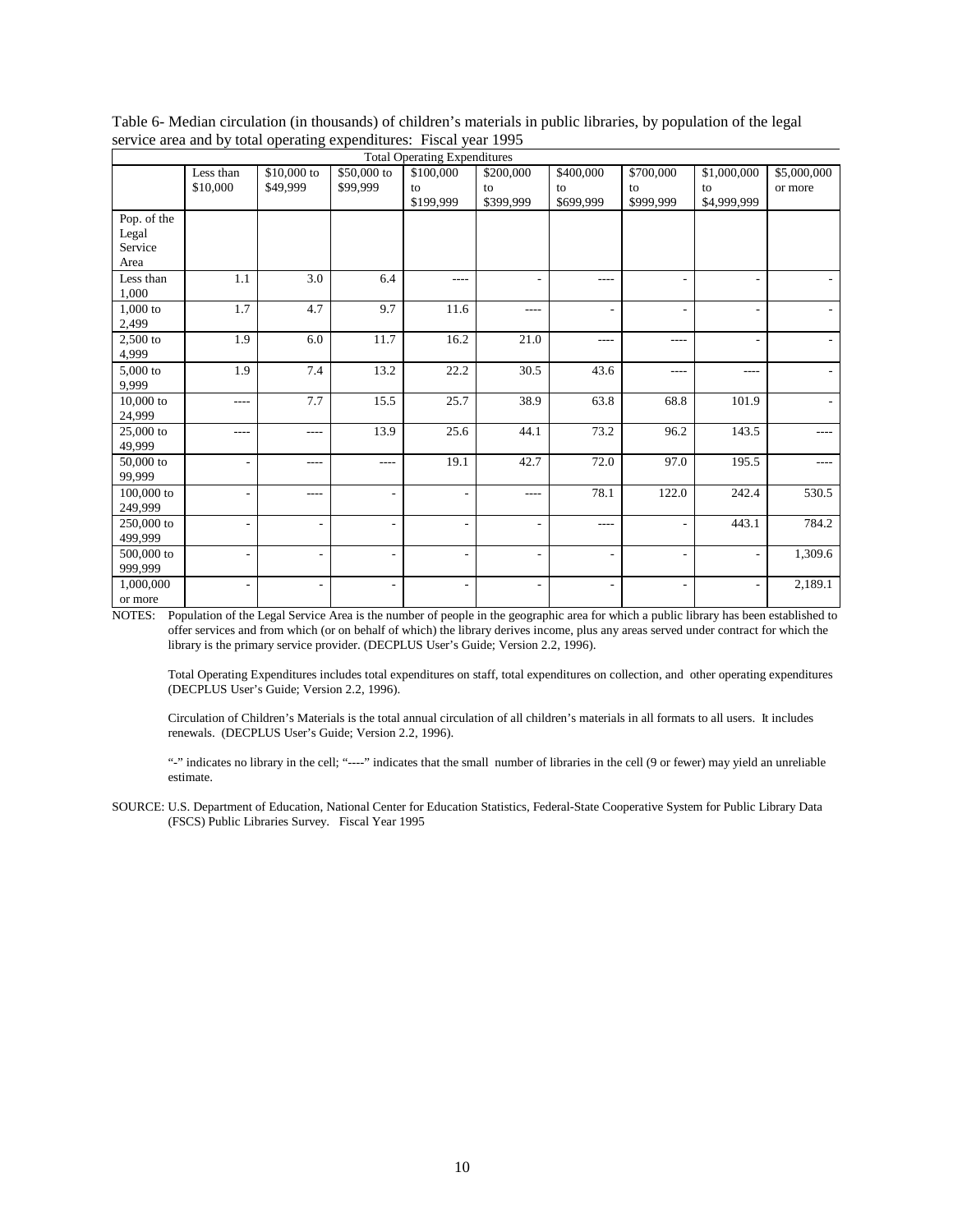Table 6- Median circulation (in thousands) of children's materials in public libraries, by population of the legal service area and by total operating expenditures: Fiscal year 1995

| | Total Operating Expenditures | | | | | | | | |
|---|---|---|---|---|---|---|---|---|---|
| | Less than $10,000 | $10,000 to $49,999 | $50,000 to $99,999 | $100,000 to $199,999 | $200,000 to $399,999 | $400,000 to $699,999 | $700,000 to $999,999 | $1,000,000 to $4,999,999 | $5,000,000 or more |
| Pop. of the Legal Service Area | | | | | | | | | |
| Less than 1,000 | 1.1 | 3.0 | 6.4 | ---- | - | ---- | - | - | - |
| 1,000 to 2,499 | 1.7 | 4.7 | 9.7 | 11.6 | ---- | - | - | - | - |
| 2,500 to 4,999 | 1.9 | 6.0 | 11.7 | 16.2 | 21.0 | ---- | ---- | - | - |
| 5,000 to 9,999 | 1.9 | 7.4 | 13.2 | 22.2 | 30.5 | 43.6 | ---- | ---- | - |
| 10,000 to 24,999 | ---- | 7.7 | 15.5 | 25.7 | 38.9 | 63.8 | 68.8 | 101.9 | - |
| 25,000 to 49,999 | ---- | ---- | 13.9 | 25.6 | 44.1 | 73.2 | 96.2 | 143.5 | ---- |
| 50,000 to 99,999 | - | ---- | ---- | 19.1 | 42.7 | 72.0 | 97.0 | 195.5 | ---- |
| 100,000 to 249,999 | - | ---- | - | - | ---- | 78.1 | 122.0 | 242.4 | 530.5 |
| 250,000 to 499,999 | - | - | - | - | - | ---- | - | 443.1 | 784.2 |
| 500,000 to 999,999 | - | - | - | - | - | - | - | - | 1,309.6 |
| 1,000,000 or more | - | - | - | - | - | - | - | - | 2,189.1 |

NOTES: Population of the Legal Service Area is the number of people in the geographic area for which a public library has been established to offer services and from which (or on behalf of which) the library derives income, plus any areas served under contract for which the library is the primary service provider. (DECPLUS User's Guide; Version 2.2, 1996).

Total Operating Expenditures includes total expenditures on staff, total expenditures on collection, and other operating expenditures (DECPLUS User's Guide; Version 2.2, 1996).

Circulation of Children's Materials is the total annual circulation of all children's materials in all formats to all users. It includes renewals. (DECPLUS User's Guide; Version 2.2, 1996).

"-" indicates no library in the cell; "----" indicates that the small number of libraries in the cell (9 or fewer) may yield an unreliable estimate.

SOURCE: U.S. Department of Education, National Center for Education Statistics, Federal-State Cooperative System for Public Library Data (FSCS) Public Libraries Survey. Fiscal Year 1995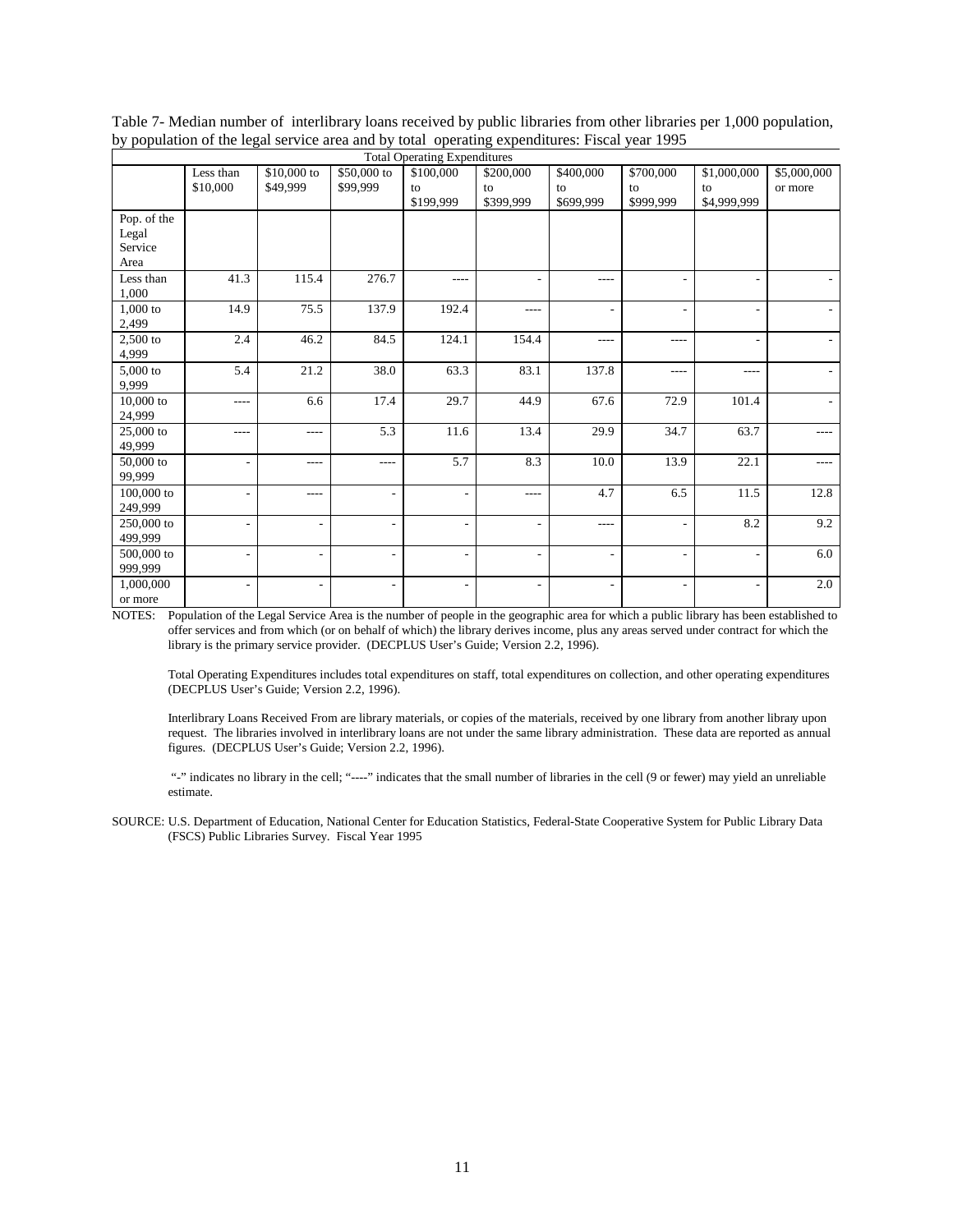Table 7- Median number of interlibrary loans received by public libraries from other libraries per 1,000 population, by population of the legal service area and by total operating expenditures: Fiscal year 1995

| | Total Operating Expenditures | | | | | | | | |
|---|---|---|---|---|---|---|---|---|---|
| | Less than $10,000 | $10,000 to $49,999 | $50,000 to $99,999 | $100,000 to $199,999 | $200,000 to $399,999 | $400,000 to $699,999 | $700,000 to $999,999 | $1,000,000 to $4,999,999 | $5,000,000 or more |
| Pop. of the Legal Service Area | | | | | | | | | |
| Less than 1,000 | 41.3 | 115.4 | 276.7 | ---- | - | ---- | - | - | - |
| 1,000 to 2,499 | 14.9 | 75.5 | 137.9 | 192.4 | ---- | - | - | - | - |
| 2,500 to 4,999 | 2.4 | 46.2 | 84.5 | 124.1 | 154.4 | ---- | ---- | - | - |
| 5,000 to 9,999 | 5.4 | 21.2 | 38.0 | 63.3 | 83.1 | 137.8 | ---- | ---- | - |
| 10,000 to 24,999 | ---- | 6.6 | 17.4 | 29.7 | 44.9 | 67.6 | 72.9 | 101.4 | - |
| 25,000 to 49,999 | ---- | ---- | 5.3 | 11.6 | 13.4 | 29.9 | 34.7 | 63.7 | ---- |
| 50,000 to 99,999 | - | ---- | ---- | 5.7 | 8.3 | 10.0 | 13.9 | 22.1 | ---- |
| 100,000 to 249,999 | - | ---- | - | - | ---- | 4.7 | 6.5 | 11.5 | 12.8 |
| 250,000 to 499,999 | - | - | - | - | - | ---- | - | 8.2 | 9.2 |
| 500,000 to 999,999 | - | - | - | - | - | - | - | - | 6.0 |
| 1,000,000 or more | - | - | - | - | - | - | - | - | 2.0 |

NOTES: Population of the Legal Service Area is the number of people in the geographic area for which a public library has been established to offer services and from which (or on behalf of which) the library derives income, plus any areas served under contract for which the library is the primary service provider. (DECPLUS User's Guide; Version 2.2, 1996).

Total Operating Expenditures includes total expenditures on staff, total expenditures on collection, and other operating expenditures (DECPLUS User's Guide; Version 2.2, 1996).

Interlibrary Loans Received From are library materials, or copies of the materials, received by one library from another libray upon request. The libraries involved in interlibrary loans are not under the same library administration. These data are reported as annual figures. (DECPLUS User's Guide; Version 2.2, 1996).

"-" indicates no library in the cell; "----" indicates that the small number of libraries in the cell (9 or fewer) may yield an unreliable estimate.

SOURCE: U.S. Department of Education, National Center for Education Statistics, Federal-State Cooperative System for Public Library Data (FSCS) Public Libraries Survey. Fiscal Year 1995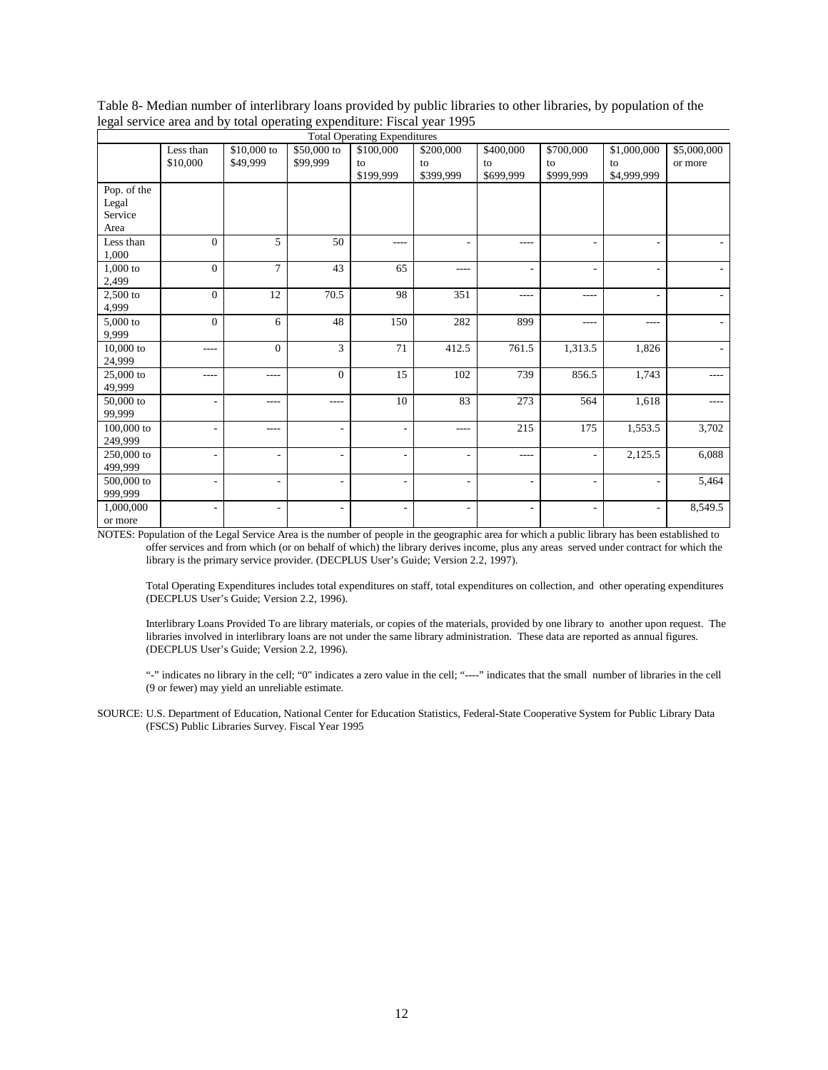Table 8- Median number of interlibrary loans provided by public libraries to other libraries, by population of the legal service area and by total operating expenditure: Fiscal year 1995

| | Total Operating Expenditures | | | | | | | | |
|---|---|---|---|---|---|---|---|---|---|
| | Less than $10,000 | $10,000 to $49,999 | $50,000 to $99,999 | $100,000 to $199,999 | $200,000 to $399,999 | $400,000 to $699,999 | $700,000 to $999,999 | $1,000,000 to $4,999,999 | $5,000,000 or more |
| Pop. of the Legal Service Area | | | | | | | | | |
| Less than 1,000 | 0 | 5 | 50 | ---- | - | ---- | - | - | - |
| 1,000 to 2,499 | 0 | 7 | 43 | 65 | ---- | - | - | - | - |
| 2,500 to 4,999 | 0 | 12 | 70.5 | 98 | 351 | ---- | ---- | - | - |
| 5,000 to 9,999 | 0 | 6 | 48 | 150 | 282 | 899 | ---- | ---- | - |
| 10,000 to 24,999 | ---- | 0 | 3 | 71 | 412.5 | 761.5 | 1,313.5 | 1,826 | - |
| 25,000 to 49,999 | ---- | ---- | 0 | 15 | 102 | 739 | 856.5 | 1,743 | ---- |
| 50,000 to 99,999 | - | ---- | ---- | 10 | 83 | 273 | 564 | 1,618 | ---- |
| 100,000 to 249,999 | - | ---- | - | - | ---- | 215 | 175 | 1,553.5 | 3,702 |
| 250,000 to 499,999 | - | - | - | - | - | ---- | - | 2,125.5 | 6,088 |
| 500,000 to 999,999 | - | - | - | - | - | - | - | - | 5,464 |
| 1,000,000 or more | - | - | - | - | - | - | - | - | 8,549.5 |

NOTES: Population of the Legal Service Area is the number of people in the geographic area for which a public library has been established to offer services and from which (or on behalf of which) the library derives income, plus any areas served under contract for which the library is the primary service provider. (DECPLUS User's Guide; Version 2.2, 1997).

Total Operating Expenditures includes total expenditures on staff, total expenditures on collection, and other operating expenditures (DECPLUS User's Guide; Version 2.2, 1996).

Interlibrary Loans Provided To are library materials, or copies of the materials, provided by one library to another upon request. The libraries involved in interlibrary loans are not under the same library administration. These data are reported as annual figures. (DECPLUS User's Guide; Version 2.2, 1996).

"-" indicates no library in the cell; "0" indicates a zero value in the cell; "----" indicates that the small number of libraries in the cell (9 or fewer) may yield an unreliable estimate.

SOURCE: U.S. Department of Education, National Center for Education Statistics, Federal-State Cooperative System for Public Library Data (FSCS) Public Libraries Survey. Fiscal Year 1995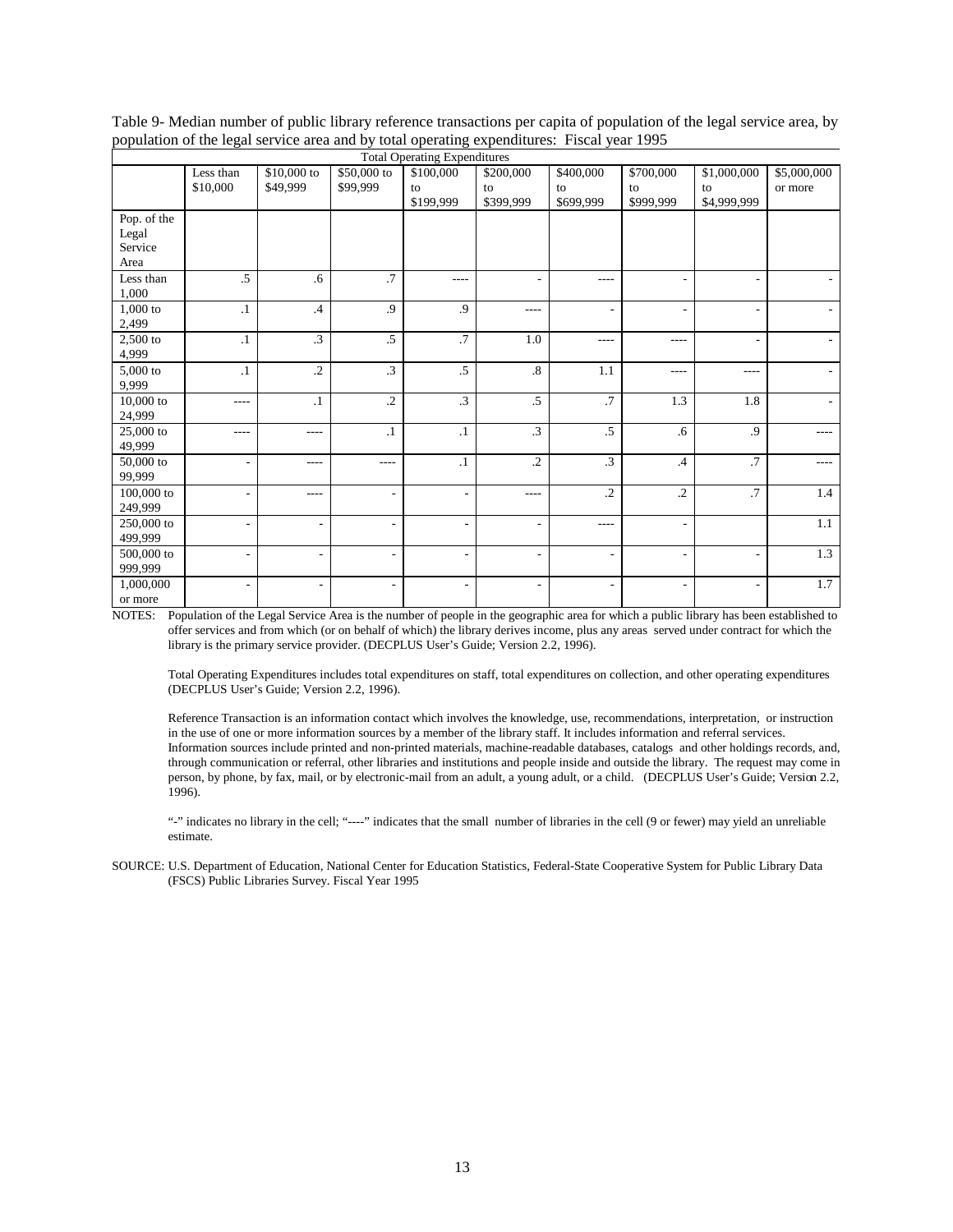Table 9- Median number of public library reference transactions per capita of population of the legal service area, by population of the legal service area and by total operating expenditures: Fiscal year 1995

| | Total Operating Expenditures | | | | | | | | |
|---|---|---|---|---|---|---|---|---|---|
| | Less than $10,000 | $10,000 to $49,999 | $50,000 to $99,999 | $100,000 to $199,999 | $200,000 to $399,999 | $400,000 to $699,999 | $700,000 to $999,999 | $1,000,000 to $4,999,999 | $5,000,000 or more |
| Pop. of the Legal Service Area | | | | | | | | | |
| Less than 1,000 | .5 | .6 | .7 | ---- | - | ---- | - | - | - |
| 1,000 to 2,499 | .1 | .4 | .9 | .9 | ---- | - | - | - | - |
| 2,500 to 4,999 | .1 | .3 | .5 | .7 | 1.0 | ---- | ---- | - | - |
| 5,000 to 9,999 | .1 | .2 | .3 | .5 | .8 | 1.1 | ---- | ---- | - |
| 10,000 to 24,999 | ---- | .1 | .2 | .3 | .5 | .7 | 1.3 | 1.8 | - |
| 25,000 to 49,999 | ---- | ---- | .1 | .1 | .3 | .5 | .6 | .9 | ---- |
| 50,000 to 99,999 | - | ---- | ---- | .1 | .2 | .3 | .4 | .7 | ---- |
| 100,000 to 249,999 | - | ---- | - | - | ---- | .2 | .2 | .7 | 1.4 |
| 250,000 to 499,999 | - | - | - | - | - | ---- | - | | 1.1 |
| 500,000 to 999,999 | - | - | - | - | - | - | - | - | 1.3 |
| 1,000,000 or more | - | - | - | - | - | - | - | - | 1.7 |

NOTES: Population of the Legal Service Area is the number of people in the geographic area for which a public library has been established to offer services and from which (or on behalf of which) the library derives income, plus any areas served under contract for which the library is the primary service provider. (DECPLUS User's Guide; Version 2.2, 1996).

Total Operating Expenditures includes total expenditures on staff, total expenditures on collection, and other operating expenditures (DECPLUS User's Guide; Version 2.2, 1996).

Reference Transaction is an information contact which involves the knowledge, use, recommendations, interpretation, or instruction in the use of one or more information sources by a member of the library staff. It includes information and referral services. Information sources include printed and non-printed materials, machine-readable databases, catalogs and other holdings records, and, through communication or referral, other libraries and institutions and people inside and outside the library. The request may come in person, by phone, by fax, mail, or by electronic-mail from an adult, a young adult, or a child. (DECPLUS User's Guide; Version 2.2, 1996).

"-" indicates no library in the cell; "----" indicates that the small number of libraries in the cell (9 or fewer) may yield an unreliable estimate.

SOURCE: U.S. Department of Education, National Center for Education Statistics, Federal-State Cooperative System for Public Library Data (FSCS) Public Libraries Survey. Fiscal Year 1995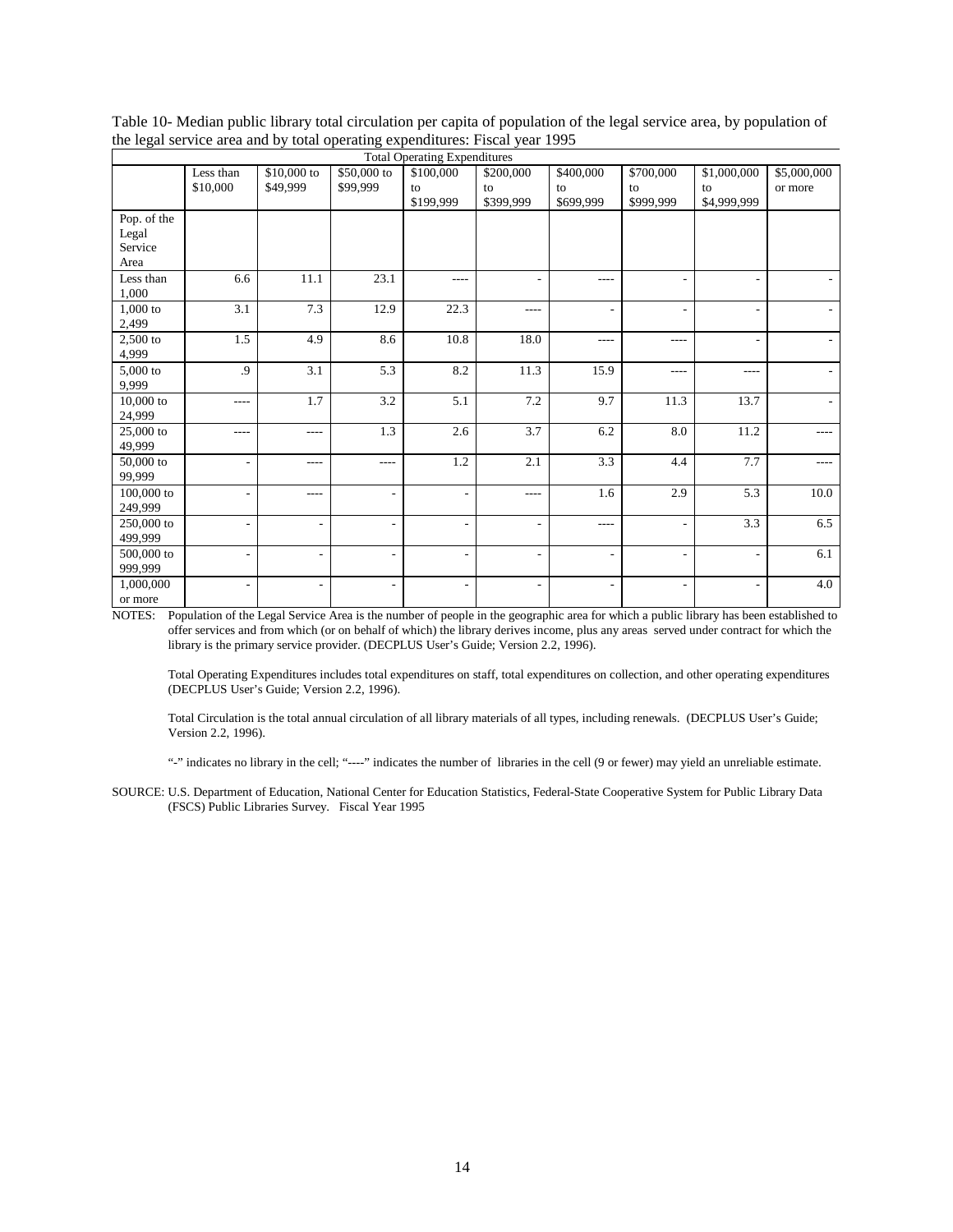Table 10- Median public library total circulation per capita of population of the legal service area, by population of the legal service area and by total operating expenditures: Fiscal year 1995

| | Total Operating Expenditures | | | | | | | | |
|---|---|---|---|---|---|---|---|---|---|
| | Less than $10,000 | $10,000 to $49,999 | $50,000 to $99,999 | $100,000 to $199,999 | $200,000 to $399,999 | $400,000 to $699,999 | $700,000 to $999,999 | $1,000,000 to $4,999,999 | $5,000,000 or more |
| Pop. of the Legal Service Area | | | | | | | | | |
| Less than 1,000 | 6.6 | 11.1 | 23.1 | ---- | - | ---- | - | - | - |
| 1,000 to 2,499 | 3.1 | 7.3 | 12.9 | 22.3 | ---- | - | - | - | - |
| 2,500 to 4,999 | 1.5 | 4.9 | 8.6 | 10.8 | 18.0 | ---- | ---- | - | - |
| 5,000 to 9,999 | .9 | 3.1 | 5.3 | 8.2 | 11.3 | 15.9 | ---- | ---- | - |
| 10,000 to 24,999 | ---- | 1.7 | 3.2 | 5.1 | 7.2 | 9.7 | 11.3 | 13.7 | - |
| 25,000 to 49,999 | ---- | ---- | 1.3 | 2.6 | 3.7 | 6.2 | 8.0 | 11.2 | ---- |
| 50,000 to 99,999 | - | ---- | ---- | 1.2 | 2.1 | 3.3 | 4.4 | 7.7 | ---- |
| 100,000 to 249,999 | - | ---- | - | - | ---- | 1.6 | 2.9 | 5.3 | 10.0 |
| 250,000 to 499,999 | - | - | - | - | - | ---- | - | 3.3 | 6.5 |
| 500,000 to 999,999 | - | - | - | - | - | - | - | - | 6.1 |
| 1,000,000 or more | - | - | - | - | - | - | - | - | 4.0 |

NOTES: Population of the Legal Service Area is the number of people in the geographic area for which a public library has been established to offer services and from which (or on behalf of which) the library derives income, plus any areas served under contract for which the library is the primary service provider. (DECPLUS User's Guide; Version 2.2, 1996).

Total Operating Expenditures includes total expenditures on staff, total expenditures on collection, and other operating expenditures (DECPLUS User's Guide; Version 2.2, 1996).

Total Circulation is the total annual circulation of all library materials of all types, including renewals. (DECPLUS User's Guide; Version 2.2, 1996).

"-" indicates no library in the cell; "----" indicates the number of libraries in the cell (9 or fewer) may yield an unreliable estimate.

SOURCE: U.S. Department of Education, National Center for Education Statistics, Federal-State Cooperative System for Public Library Data (FSCS) Public Libraries Survey. Fiscal Year 1995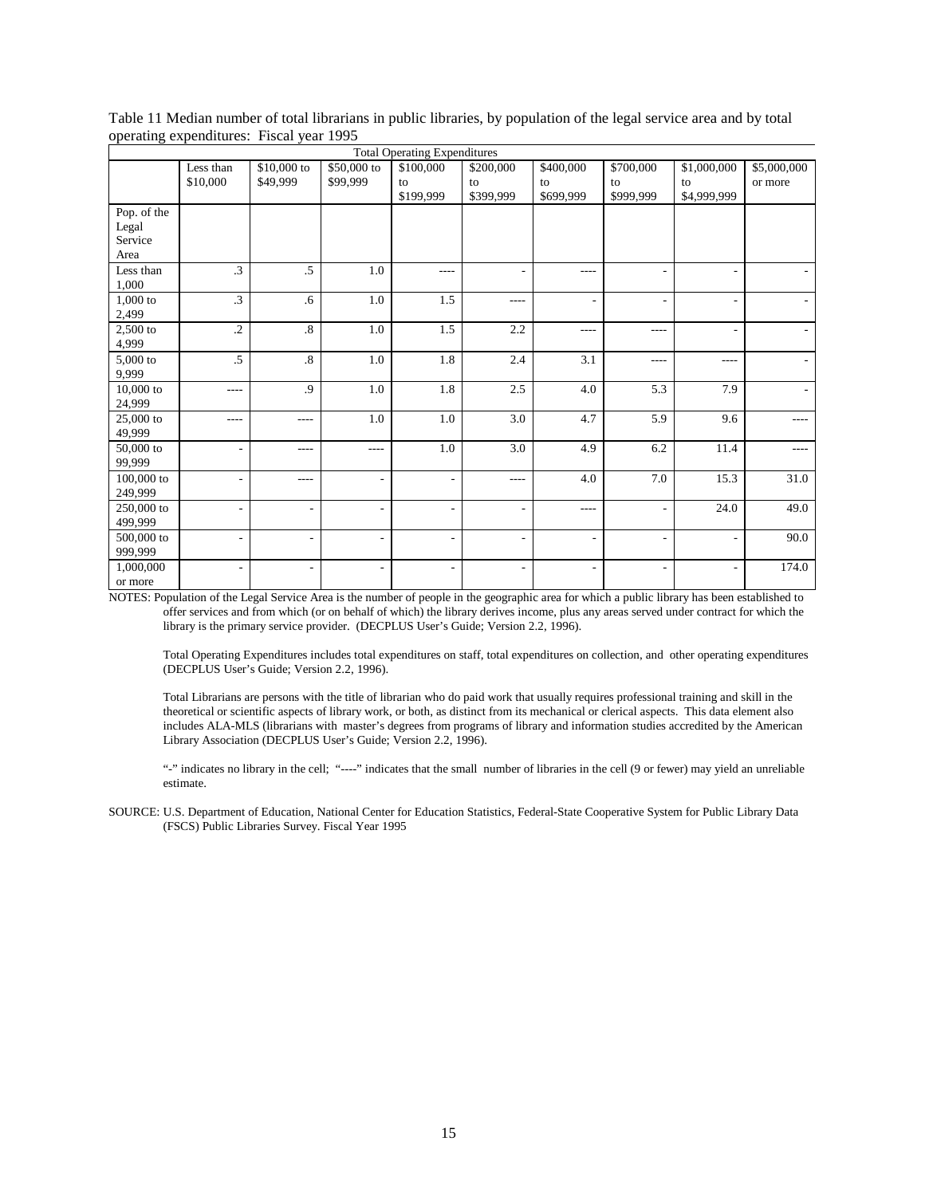Table 11 Median number of total librarians in public libraries, by population of the legal service area and by total operating expenditures: Fiscal year 1995

| | Total Operating Expenditures | | | | | | | | |
|---|---|---|---|---|---|---|---|---|---|
| | Less than $10,000 | $10,000 to $49,999 | $50,000 to $99,999 | $100,000 to $199,999 | $200,000 to $399,999 | $400,000 to $699,999 | $700,000 to $999,999 | $1,000,000 to $4,999,999 | $5,000,000 or more |
| Pop. of the Legal Service Area | | | | | | | | | |
| Less than 1,000 | .3 | .5 | 1.0 | ---- | - | ---- | - | - | - |
| 1,000 to 2,499 | .3 | .6 | 1.0 | 1.5 | ---- | - | - | - | - |
| 2,500 to 4,999 | .2 | .8 | 1.0 | 1.5 | 2.2 | ---- | ---- | - | - |
| 5,000 to 9,999 | .5 | .8 | 1.0 | 1.8 | 2.4 | 3.1 | ---- | ---- | - |
| 10,000 to 24,999 | ---- | .9 | 1.0 | 1.8 | 2.5 | 4.0 | 5.3 | 7.9 | - |
| 25,000 to 49,999 | ---- | ---- | 1.0 | 1.0 | 3.0 | 4.7 | 5.9 | 9.6 | ---- |
| 50,000 to 99,999 | - | ---- | ---- | 1.0 | 3.0 | 4.9 | 6.2 | 11.4 | ---- |
| 100,000 to 249,999 | - | ---- | - | - | ---- | 4.0 | 7.0 | 15.3 | 31.0 |
| 250,000 to 499,999 | - | - | - | - | - | ---- | - | 24.0 | 49.0 |
| 500,000 to 999,999 | - | - | - | - | - | - | - | - | 90.0 |
| 1,000,000 or more | - | - | - | - | - | - | - | - | 174.0 |

NOTES: Population of the Legal Service Area is the number of people in the geographic area for which a public library has been established to offer services and from which (or on behalf of which) the library derives income, plus any areas served under contract for which the library is the primary service provider. (DECPLUS User's Guide; Version 2.2, 1996).

Total Operating Expenditures includes total expenditures on staff, total expenditures on collection, and other operating expenditures (DECPLUS User's Guide; Version 2.2, 1996).

Total Librarians are persons with the title of librarian who do paid work that usually requires professional training and skill in the theoretical or scientific aspects of library work, or both, as distinct from its mechanical or clerical aspects. This data element also includes ALA-MLS (librarians with master's degrees from programs of library and information studies accredited by the American Library Association (DECPLUS User's Guide; Version 2.2, 1996).

"-" indicates no library in the cell; "----" indicates that the small number of libraries in the cell (9 or fewer) may yield an unreliable estimate.

SOURCE: U.S. Department of Education, National Center for Education Statistics, Federal-State Cooperative System for Public Library Data (FSCS) Public Libraries Survey. Fiscal Year 1995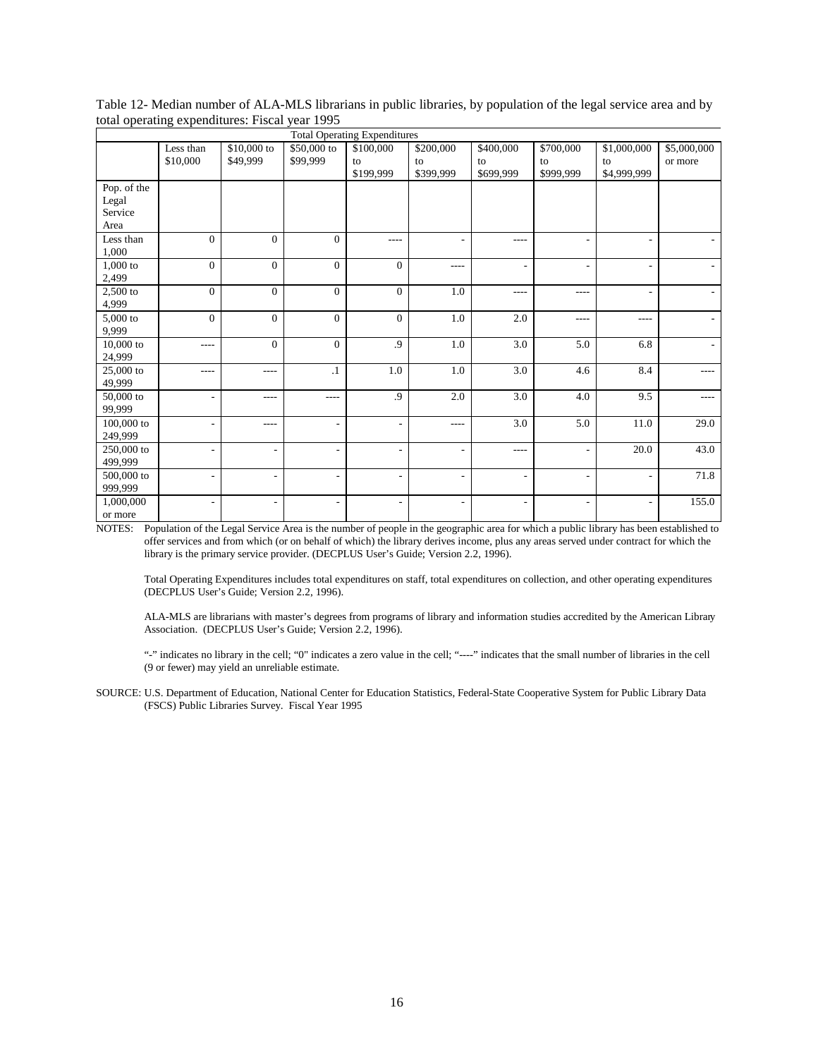Table 12- Median number of ALA-MLS librarians in public libraries, by population of the legal service area and by total operating expenditures: Fiscal year 1995

| | Total Operating Expenditures | | | | | | | | |
|---|---|---|---|---|---|---|---|---|---|
| | Less than $10,000 | $10,000 to $49,999 | $50,000 to $99,999 | $100,000 to $199,999 | $200,000 to $399,999 | $400,000 to $699,999 | $700,000 to $999,999 | $1,000,000 to $4,999,999 | $5,000,000 or more |
| Pop. of the Legal Service Area | | | | | | | | | |
| Less than 1,000 | 0 | 0 | 0 | ---- | - | ---- | - | - | - |
| 1,000 to 2,499 | 0 | 0 | 0 | 0 | ---- | - | - | - | - |
| 2,500 to 4,999 | 0 | 0 | 0 | 0 | 1.0 | ---- | ---- | - | - |
| 5,000 to 9,999 | 0 | 0 | 0 | 0 | 1.0 | 2.0 | ---- | ---- | - |
| 10,000 to 24,999 | ---- | 0 | 0 | .9 | 1.0 | 3.0 | 5.0 | 6.8 | - |
| 25,000 to 49,999 | ---- | ---- | .1 | 1.0 | 1.0 | 3.0 | 4.6 | 8.4 | ---- |
| 50,000 to 99,999 | - | ---- | ---- | .9 | 2.0 | 3.0 | 4.0 | 9.5 | ---- |
| 100,000 to 249,999 | - | ---- | - | - | ---- | 3.0 | 5.0 | 11.0 | 29.0 |
| 250,000 to 499,999 | - | - | - | - | - | ---- | - | 20.0 | 43.0 |
| 500,000 to 999,999 | - | - | - | - | - | - | - | - | 71.8 |
| 1,000,000 or more | - | - | - | - | - | - | - | - | 155.0 |

NOTES: Population of the Legal Service Area is the number of people in the geographic area for which a public library has been established to offer services and from which (or on behalf of which) the library derives income, plus any areas served under contract for which the library is the primary service provider. (DECPLUS User's Guide; Version 2.2, 1996).

Total Operating Expenditures includes total expenditures on staff, total expenditures on collection, and other operating expenditures (DECPLUS User's Guide; Version 2.2, 1996).

ALA-MLS are librarians with master's degrees from programs of library and information studies accredited by the American Library Association. (DECPLUS User's Guide; Version 2.2, 1996).

"-" indicates no library in the cell; "0" indicates a zero value in the cell; "----" indicates that the small number of libraries in the cell (9 or fewer) may yield an unreliable estimate.

SOURCE: U.S. Department of Education, National Center for Education Statistics, Federal-State Cooperative System for Public Library Data (FSCS) Public Libraries Survey. Fiscal Year 1995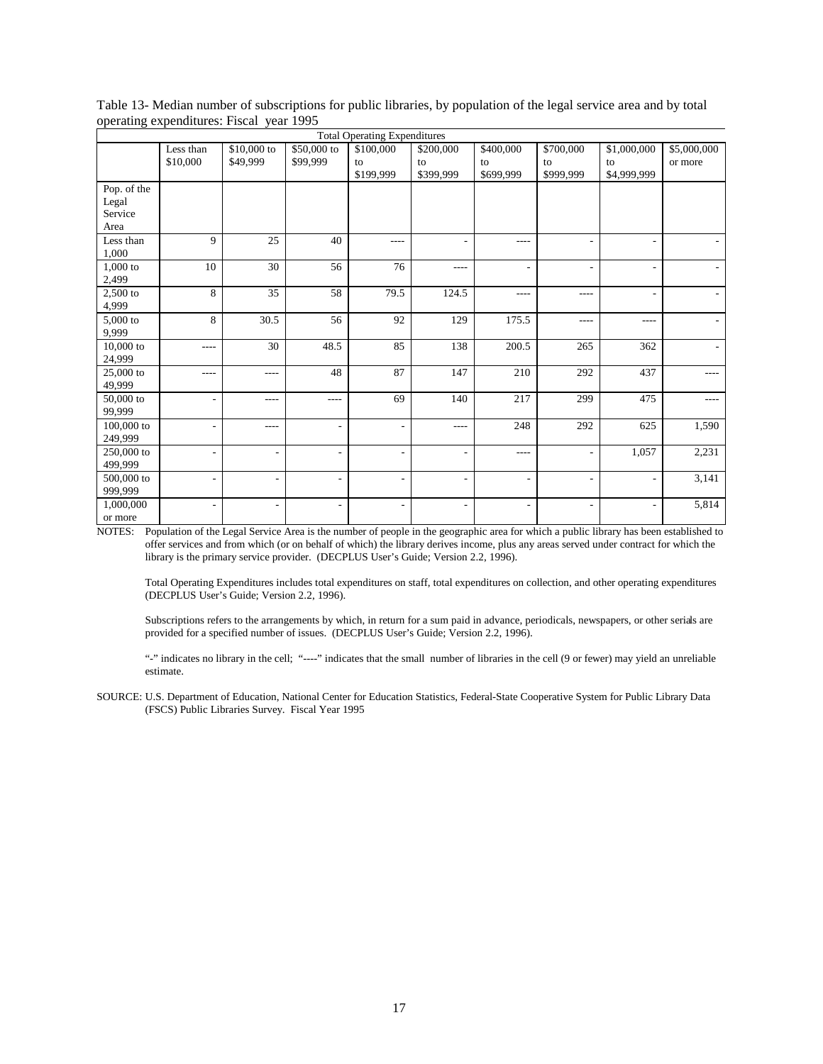Table 13- Median number of subscriptions for public libraries, by population of the legal service area and by total operating expenditures: Fiscal year 1995

| | Total Operating Expenditures | | | | | | | | |
|---|---|---|---|---|---|---|---|---|---|
| | Less than $10,000 | $10,000 to $49,999 | $50,000 to $99,999 | $100,000 to $199,999 | $200,000 to $399,999 | $400,000 to $699,999 | $700,000 to $999,999 | $1,000,000 to $4,999,999 | $5,000,000 or more |
| Pop. of the Legal Service Area | | | | | | | | | |
| Less than 1,000 | 9 | 25 | 40 | ---- | - | ---- | - | - | - |
| 1,000 to 2,499 | 10 | 30 | 56 | 76 | ---- | - | - | - | - |
| 2,500 to 4,999 | 8 | 35 | 58 | 79.5 | 124.5 | ---- | ---- | - | - |
| 5,000 to 9,999 | 8 | 30.5 | 56 | 92 | 129 | 175.5 | ---- | ---- | - |
| 10,000 to 24,999 | ---- | 30 | 48.5 | 85 | 138 | 200.5 | 265 | 362 | - |
| 25,000 to 49,999 | ---- | ---- | 48 | 87 | 147 | 210 | 292 | 437 | ---- |
| 50,000 to 99,999 | - | ---- | ---- | 69 | 140 | 217 | 299 | 475 | ---- |
| 100,000 to 249,999 | - | ---- | - | - | ---- | 248 | 292 | 625 | 1,590 |
| 250,000 to 499,999 | - | - | - | - | - | ---- | - | 1,057 | 2,231 |
| 500,000 to 999,999 | - | - | - | - | - | - | - | - | 3,141 |
| 1,000,000 or more | - | - | - | - | - | - | - | - | 5,814 |

NOTES: Population of the Legal Service Area is the number of people in the geographic area for which a public library has been established to offer services and from which (or on behalf of which) the library derives income, plus any areas served under contract for which the library is the primary service provider. (DECPLUS User's Guide; Version 2.2, 1996).

Total Operating Expenditures includes total expenditures on staff, total expenditures on collection, and other operating expenditures (DECPLUS User's Guide; Version 2.2, 1996).

Subscriptions refers to the arrangements by which, in return for a sum paid in advance, periodicals, newspapers, or other serials are provided for a specified number of issues. (DECPLUS User's Guide; Version 2.2, 1996).

"-" indicates no library in the cell; "----" indicates that the small number of libraries in the cell (9 or fewer) may yield an unreliable estimate.

SOURCE: U.S. Department of Education, National Center for Education Statistics, Federal-State Cooperative System for Public Library Data (FSCS) Public Libraries Survey. Fiscal Year 1995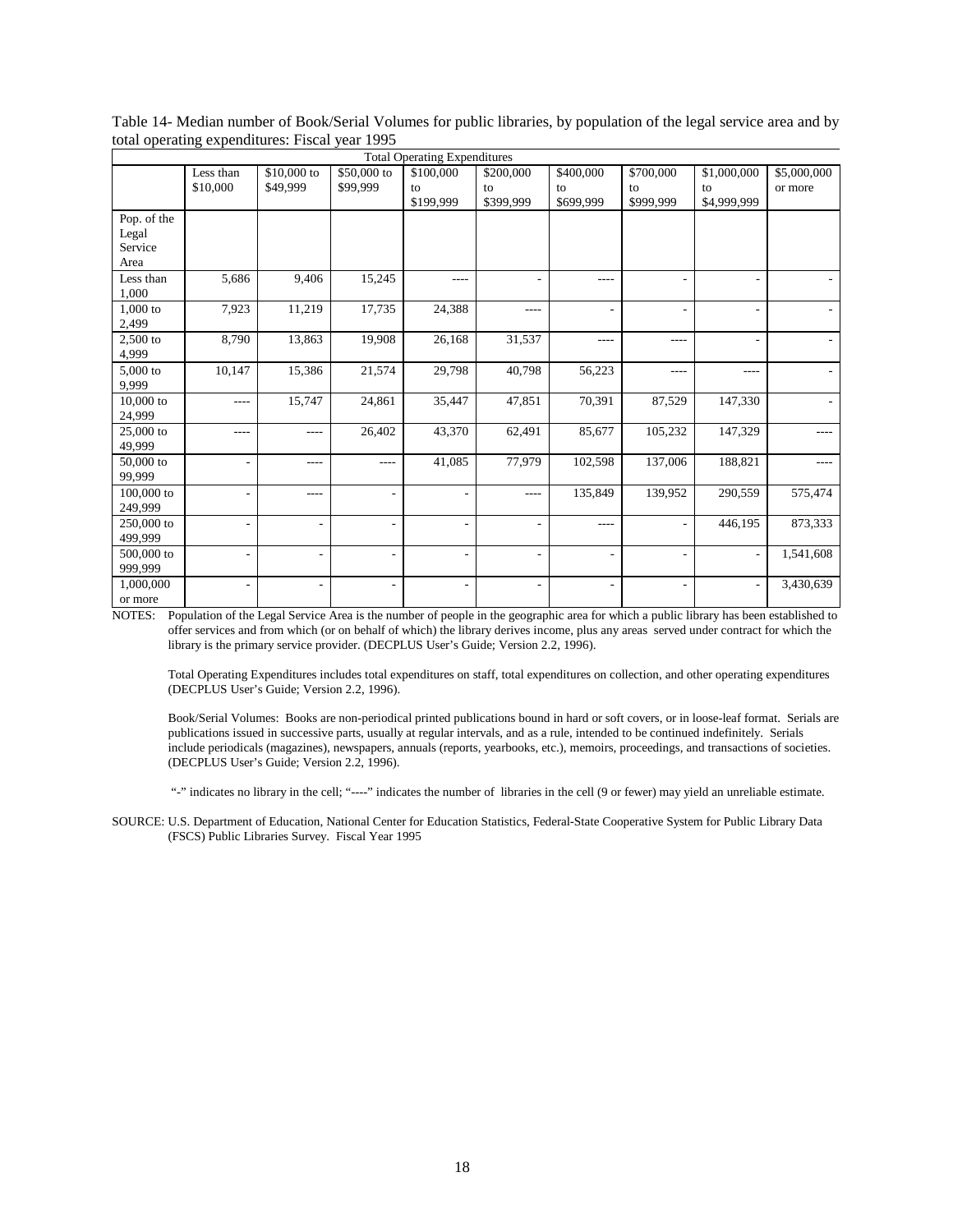Table 14- Median number of Book/Serial Volumes for public libraries, by population of the legal service area and by total operating expenditures: Fiscal year 1995

| | Total Operating Expenditures | | | | | | | | |
|---|---|---|---|---|---|---|---|---|---|
| | Less than $10,000 | $10,000 to $49,999 | $50,000 to $99,999 | $100,000 to $199,999 | $200,000 to $399,999 | $400,000 to $699,999 | $700,000 to $999,999 | $1,000,000 to $4,999,999 | $5,000,000 or more |
| Pop. of the Legal Service Area | | | | | | | | | |
| Less than 1,000 | 5,686 | 9,406 | 15,245 | ---- | - | ---- | - | - | - |
| 1,000 to 2,499 | 7,923 | 11,219 | 17,735 | 24,388 | ---- | - | - | - | - |
| 2,500 to 4,999 | 8,790 | 13,863 | 19,908 | 26,168 | 31,537 | ---- | ---- | - | - |
| 5,000 to 9,999 | 10,147 | 15,386 | 21,574 | 29,798 | 40,798 | 56,223 | ---- | ---- | - |
| 10,000 to 24,999 | ---- | 15,747 | 24,861 | 35,447 | 47,851 | 70,391 | 87,529 | 147,330 | - |
| 25,000 to 49,999 | ---- | ---- | 26,402 | 43,370 | 62,491 | 85,677 | 105,232 | 147,329 | ---- |
| 50,000 to 99,999 | - | ---- | ---- | 41,085 | 77,979 | 102,598 | 137,006 | 188,821 | ---- |
| 100,000 to 249,999 | - | ---- | - | - | ---- | 135,849 | 139,952 | 290,559 | 575,474 |
| 250,000 to 499,999 | - | - | - | - | - | ---- | - | 446,195 | 873,333 |
| 500,000 to 999,999 | - | - | - | - | - | - | - | - | 1,541,608 |
| 1,000,000 or more | - | - | - | - | - | - | - | - | 3,430,639 |

NOTES: Population of the Legal Service Area is the number of people in the geographic area for which a public library has been established to offer services and from which (or on behalf of which) the library derives income, plus any areas served under contract for which the library is the primary service provider. (DECPLUS User's Guide; Version 2.2, 1996).

Total Operating Expenditures includes total expenditures on staff, total expenditures on collection, and other operating expenditures (DECPLUS User's Guide; Version 2.2, 1996).

Book/Serial Volumes: Books are non-periodical printed publications bound in hard or soft covers, or in loose-leaf format. Serials are publications issued in successive parts, usually at regular intervals, and as a rule, intended to be continued indefinitely. Serials include periodicals (magazines), newspapers, annuals (reports, yearbooks, etc.), memoirs, proceedings, and transactions of societies. (DECPLUS User's Guide; Version 2.2, 1996).

"-" indicates no library in the cell; "----" indicates the number of libraries in the cell (9 or fewer) may yield an unreliable estimate.

SOURCE: U.S. Department of Education, National Center for Education Statistics, Federal-State Cooperative System for Public Library Data (FSCS) Public Libraries Survey. Fiscal Year 1995